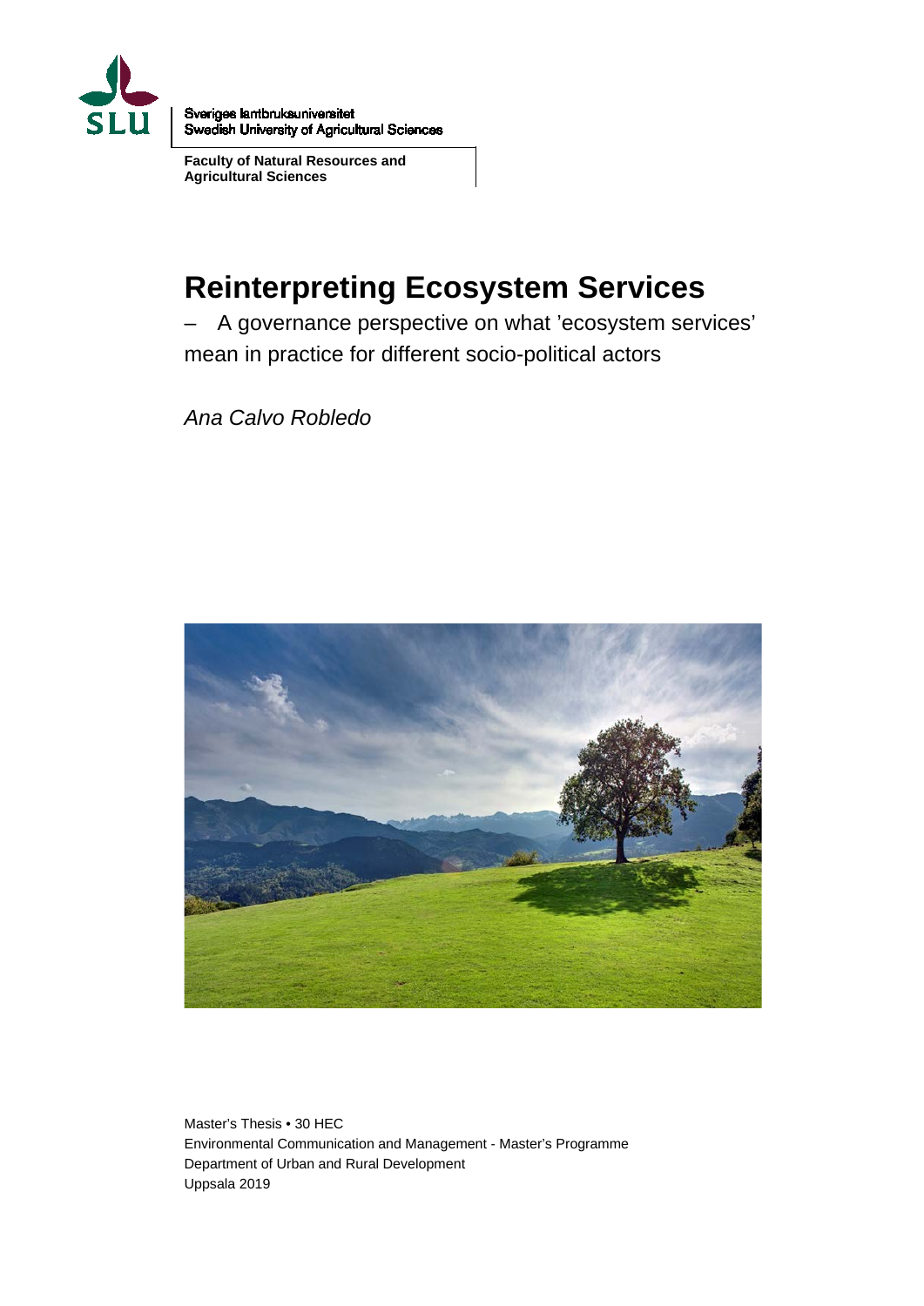Sveriges lantbruksuniversitet
Swedish University of Agricultural Sciences

**Faculty of Natural Resources and Agricultural Sciences**

# Reinterpreting Ecosystem Services

– A governance perspective on what 'ecosystem services' mean in practice for different socio-political actors

*Ana Calvo Robledo*

Master's Thesis • 30 HEC
Environmental Communication and Management - Master's Programme
Department of Urban and Rural Development
Uppsala 2019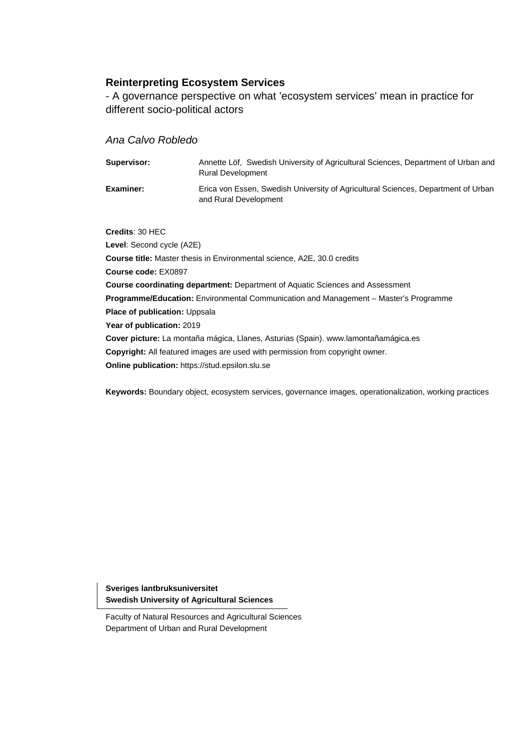**Reinterpreting Ecosystem Services**

- A governance perspective on what 'ecosystem services' mean in practice for different socio-political actors

*Ana Calvo Robledo*

| | |
|---|---|
| **Supervisor:** | Annette Löf, Swedish University of Agricultural Sciences, Department of Urban and Rural Development |
| **Examiner:** | Erica von Essen, Swedish University of Agricultural Sciences, Department of Urban and Rural Development |

**Credits**: 30 HEC
**Level**: Second cycle (A2E)
**Course title:** Master thesis in Environmental science, A2E, 30.0 credits
**Course code:** EX0897
**Course coordinating department:** Department of Aquatic Sciences and Assessment
**Programme/Education:** Environmental Communication and Management – Master's Programme
**Place of publication:** Uppsala
**Year of publication:** 2019
**Cover picture:** La montaña mágica, Llanes, Asturias (Spain). www.lamontañamágica.es
**Copyright:** All featured images are used with permission from copyright owner.
**Online publication:** https://stud.epsilon.slu.se

**Keywords:** Boundary object, ecosystem services, governance images, operationalization, working practices

**Sveriges lantbruksuniversitet**
**Swedish University of Agricultural Sciences**

Faculty of Natural Resources and Agricultural Sciences
Department of Urban and Rural Development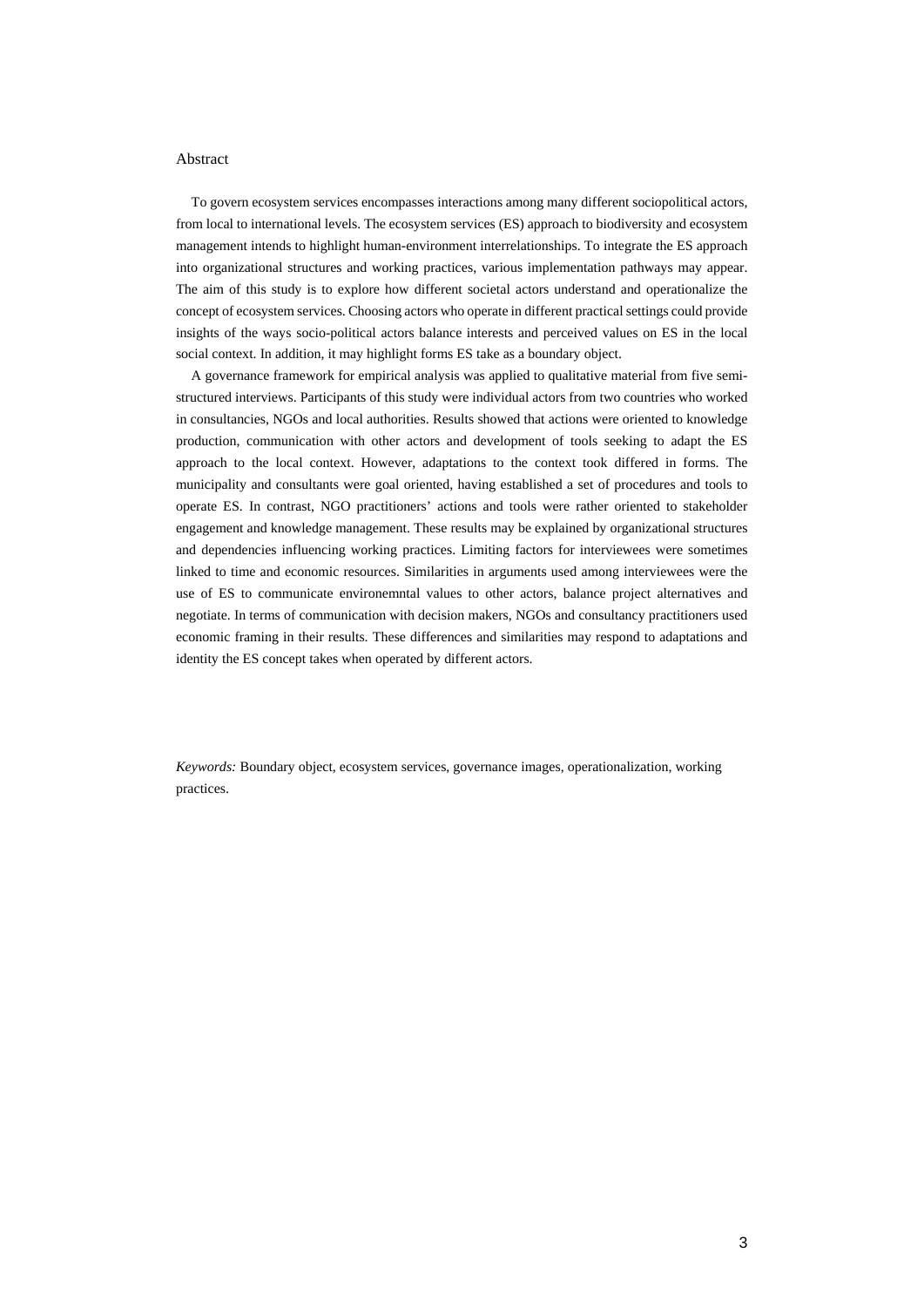# Abstract

To govern ecosystem services encompasses interactions among many different sociopolitical actors, from local to international levels. The ecosystem services (ES) approach to biodiversity and ecosystem management intends to highlight human-environment interrelationships. To integrate the ES approach into organizational structures and working practices, various implementation pathways may appear. The aim of this study is to explore how different societal actors understand and operationalize the concept of ecosystem services. Choosing actors who operate in different practical settings could provide insights of the ways socio-political actors balance interests and perceived values on ES in the local social context. In addition, it may highlight forms ES take as a boundary object.

A governance framework for empirical analysis was applied to qualitative material from five semi-structured interviews. Participants of this study were individual actors from two countries who worked in consultancies, NGOs and local authorities. Results showed that actions were oriented to knowledge production, communication with other actors and development of tools seeking to adapt the ES approach to the local context. However, adaptations to the context took differed in forms. The municipality and consultants were goal oriented, having established a set of procedures and tools to operate ES. In contrast, NGO practitioners' actions and tools were rather oriented to stakeholder engagement and knowledge management. These results may be explained by organizational structures and dependencies influencing working practices. Limiting factors for interviewees were sometimes linked to time and economic resources. Similarities in arguments used among interviewees were the use of ES to communicate environemntal values to other actors, balance project alternatives and negotiate. In terms of communication with decision makers, NGOs and consultancy practitioners used economic framing in their results. These differences and similarities may respond to adaptations and identity the ES concept takes when operated by different actors.

*Keywords:* Boundary object, ecosystem services, governance images, operationalization, working practices.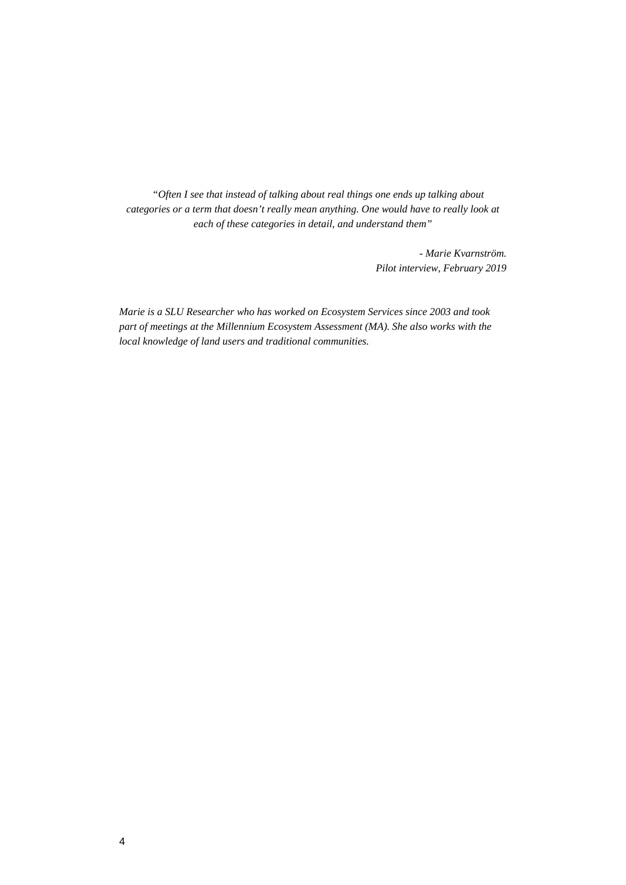*"Often I see that instead of talking about real things one ends up talking about categories or a term that doesn't really mean anything. One would have to really look at each of these categories in detail, and understand them"*

*- Marie Kvarnström.*
*Pilot interview, February 2019*

*Marie is a SLU Researcher who has worked on Ecosystem Services since 2003 and took part of meetings at the Millennium Ecosystem Assessment (MA). She also works with the local knowledge of land users and traditional communities.*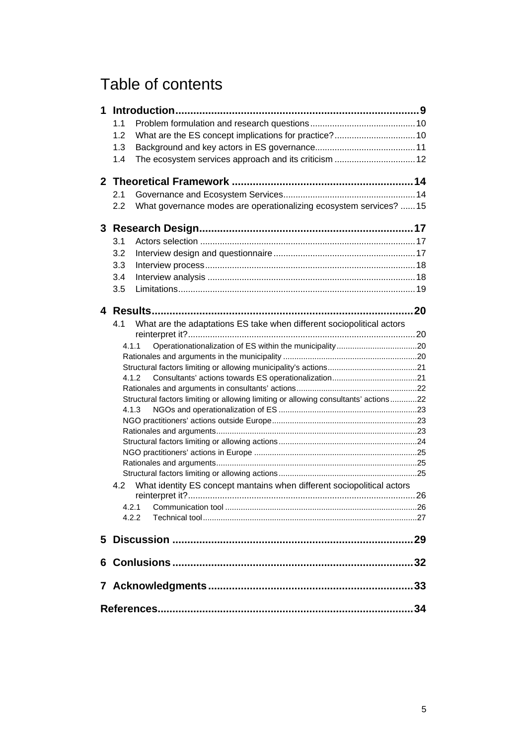# Table of contents

**1 Introduction ... 9**

- 1.1 Problem formulation and research questions ... 10
- 1.2 What are the ES concept implications for practice? ... 10
- 1.3 Background and key actors in ES governance ... 11
- 1.4 The ecosystem services approach and its criticism ... 12

**2 Theoretical Framework ... 14**

- 2.1 Governance and Ecosystem Services ... 14
- 2.2 What governance modes are operationalizing ecosystem services? ... 15

**3 Research Design ... 17**

- 3.1 Actors selection ... 17
- 3.2 Interview design and questionnaire ... 17
- 3.3 Interview process ... 18
- 3.4 Interview analysis ... 18
- 3.5 Limitations ... 19

**4 Results ... 20**

- 4.1 What are the adaptations ES take when different sociopolitical actors reinterpret it? ... 20
  - 4.1.1 Operationalization of ES within the municipality ... 20
  - Rationales and arguments in the municipality ... 20
  - Structural factors limiting or allowing municipality's actions ... 21
  - 4.1.2 Consultants' actions towards ES operationalization ... 21
  - Rationales and arguments in consultants' actions ... 22
  - Structural factors limiting or allowing limiting or allowing consultants' actions ... 22
  - 4.1.3 NGOs and operationalization of ES ... 23
  - NGO practitioners' actions outside Europe ... 23
  - Rationales and arguments ... 23
  - Structural factors limiting or allowing actions ... 24
  - NGO practitioners' actions in Europe ... 25
  - Rationales and arguments ... 25
  - Structural factors limiting or allowing actions ... 25
- 4.2 What identity ES concept mantains when different sociopolitical actors reinterpret it? ... 26
  - 4.2.1 Communication tool ... 26
  - 4.2.2 Technical tool ... 27

**5 Discussion ... 29**

**6 Conlusions ... 32**

**7 Acknowledgments ... 33**

**References ... 34**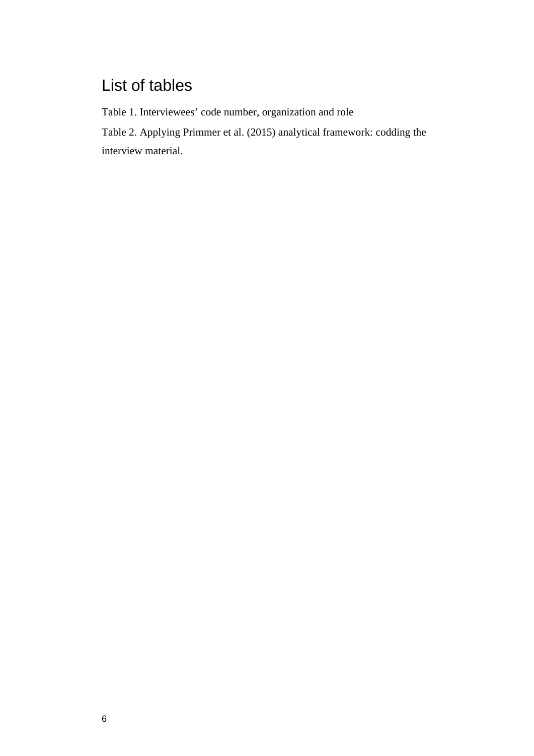# List of tables

Table 1. Interviewees' code number, organization and role

Table 2. Applying Primmer et al. (2015) analytical framework: codding the interview material.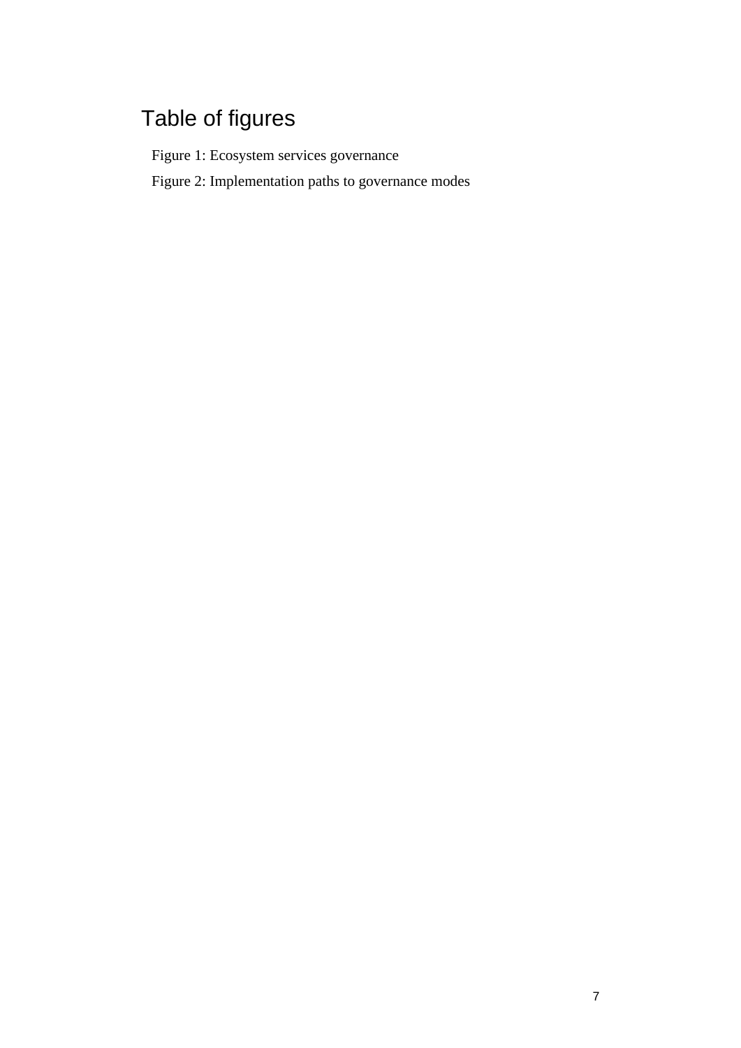# Table of figures

Figure 1: Ecosystem services governance

Figure 2: Implementation paths to governance modes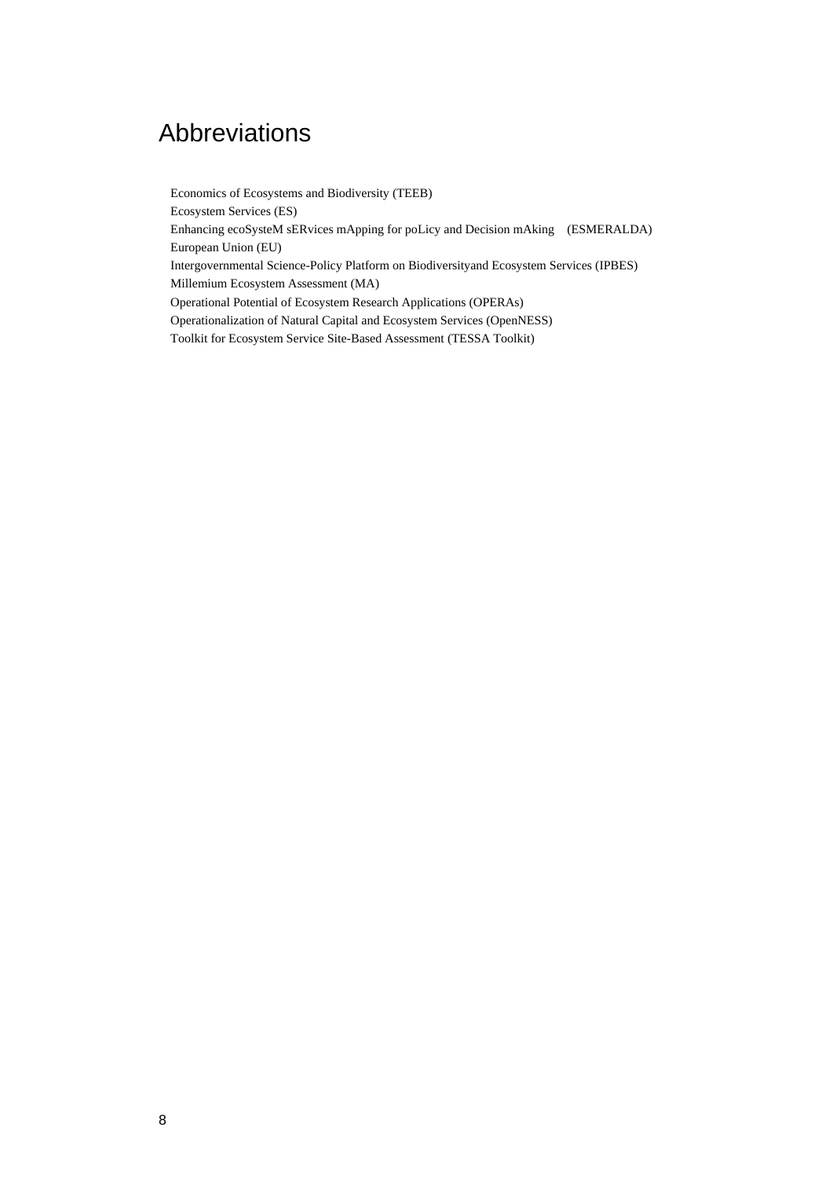# Abbreviations

Economics of Ecosystems and Biodiversity (TEEB)
Ecosystem Services (ES)
Enhancing ecoSysteM sERvices mApping for poLicy and Decision mAking (ESMERALDA)
European Union (EU)
Intergovernmental Science-Policy Platform on Biodiversityand Ecosystem Services (IPBES)
Millemium Ecosystem Assessment (MA)
Operational Potential of Ecosystem Research Applications (OPERAs)
Operationalization of Natural Capital and Ecosystem Services (OpenNESS)
Toolkit for Ecosystem Service Site-Based Assessment (TESSA Toolkit)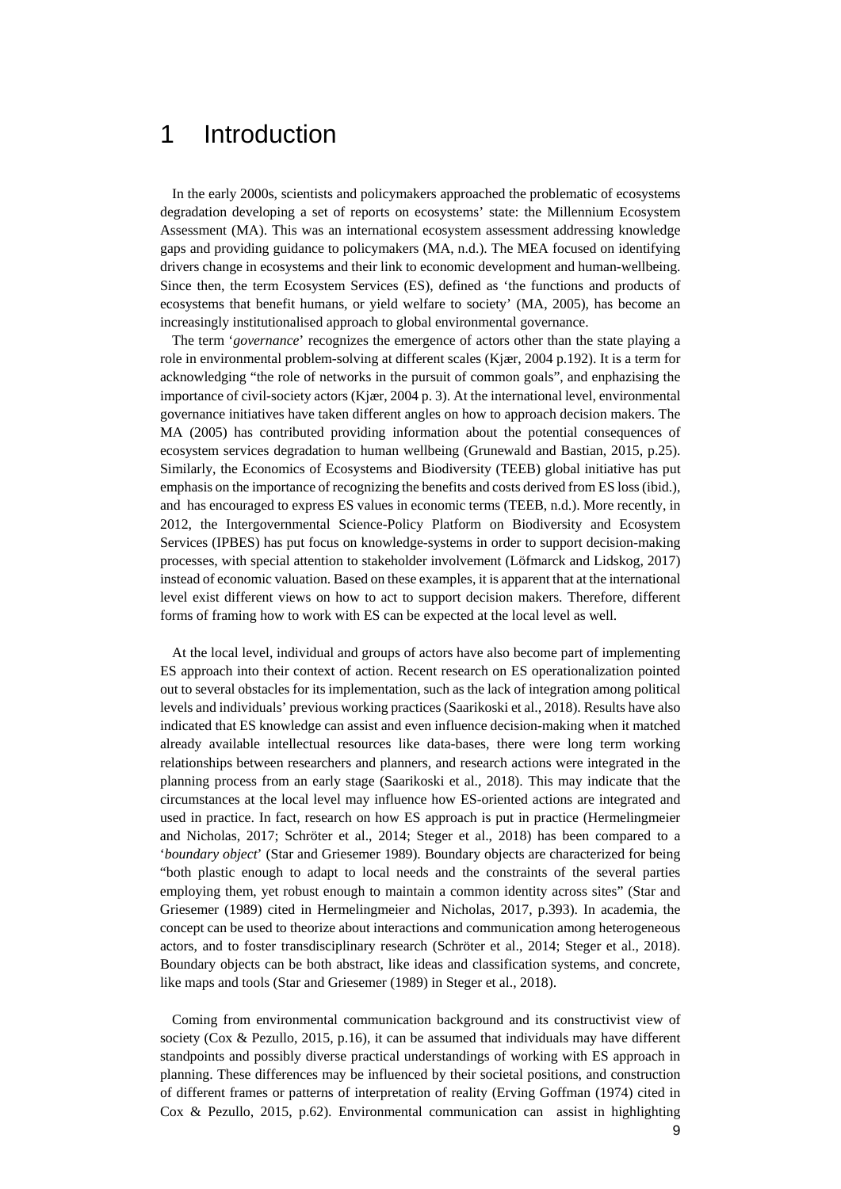# 1 Introduction

In the early 2000s, scientists and policymakers approached the problematic of ecosystems degradation developing a set of reports on ecosystems' state: the Millennium Ecosystem Assessment (MA). This was an international ecosystem assessment addressing knowledge gaps and providing guidance to policymakers (MA, n.d.). The MEA focused on identifying drivers change in ecosystems and their link to economic development and human-wellbeing. Since then, the term Ecosystem Services (ES), defined as 'the functions and products of ecosystems that benefit humans, or yield welfare to society' (MA, 2005), has become an increasingly institutionalised approach to global environmental governance.

The term '*governance*' recognizes the emergence of actors other than the state playing a role in environmental problem-solving at different scales (Kjær, 2004 p.192). It is a term for acknowledging "the role of networks in the pursuit of common goals", and enphazising the importance of civil-society actors (Kjær, 2004 p. 3). At the international level, environmental governance initiatives have taken different angles on how to approach decision makers. The MA (2005) has contributed providing information about the potential consequences of ecosystem services degradation to human wellbeing (Grunewald and Bastian, 2015, p.25). Similarly, the Economics of Ecosystems and Biodiversity (TEEB) global initiative has put emphasis on the importance of recognizing the benefits and costs derived from ES loss (ibid.), and has encouraged to express ES values in economic terms (TEEB, n.d.). More recently, in 2012, the Intergovernmental Science-Policy Platform on Biodiversity and Ecosystem Services (IPBES) has put focus on knowledge-systems in order to support decision-making processes, with special attention to stakeholder involvement (Löfmarck and Lidskog, 2017) instead of economic valuation. Based on these examples, it is apparent that at the international level exist different views on how to act to support decision makers. Therefore, different forms of framing how to work with ES can be expected at the local level as well.

At the local level, individual and groups of actors have also become part of implementing ES approach into their context of action. Recent research on ES operationalization pointed out to several obstacles for its implementation, such as the lack of integration among political levels and individuals' previous working practices (Saarikoski et al., 2018). Results have also indicated that ES knowledge can assist and even influence decision-making when it matched already available intellectual resources like data-bases, there were long term working relationships between researchers and planners, and research actions were integrated in the planning process from an early stage (Saarikoski et al., 2018). This may indicate that the circumstances at the local level may influence how ES-oriented actions are integrated and used in practice. In fact, research on how ES approach is put in practice (Hermelingmeier and Nicholas, 2017; Schröter et al., 2014; Steger et al., 2018) has been compared to a '*boundary object*' (Star and Griesemer 1989). Boundary objects are characterized for being "both plastic enough to adapt to local needs and the constraints of the several parties employing them, yet robust enough to maintain a common identity across sites" (Star and Griesemer (1989) cited in Hermelingmeier and Nicholas, 2017, p.393). In academia, the concept can be used to theorize about interactions and communication among heterogeneous actors, and to foster transdisciplinary research (Schröter et al., 2014; Steger et al., 2018). Boundary objects can be both abstract, like ideas and classification systems, and concrete, like maps and tools (Star and Griesemer (1989) in Steger et al., 2018).

Coming from environmental communication background and its constructivist view of society (Cox & Pezullo, 2015, p.16), it can be assumed that individuals may have different standpoints and possibly diverse practical understandings of working with ES approach in planning. These differences may be influenced by their societal positions, and construction of different frames or patterns of interpretation of reality (Erving Goffman (1974) cited in Cox & Pezullo, 2015, p.62). Environmental communication can assist in highlighting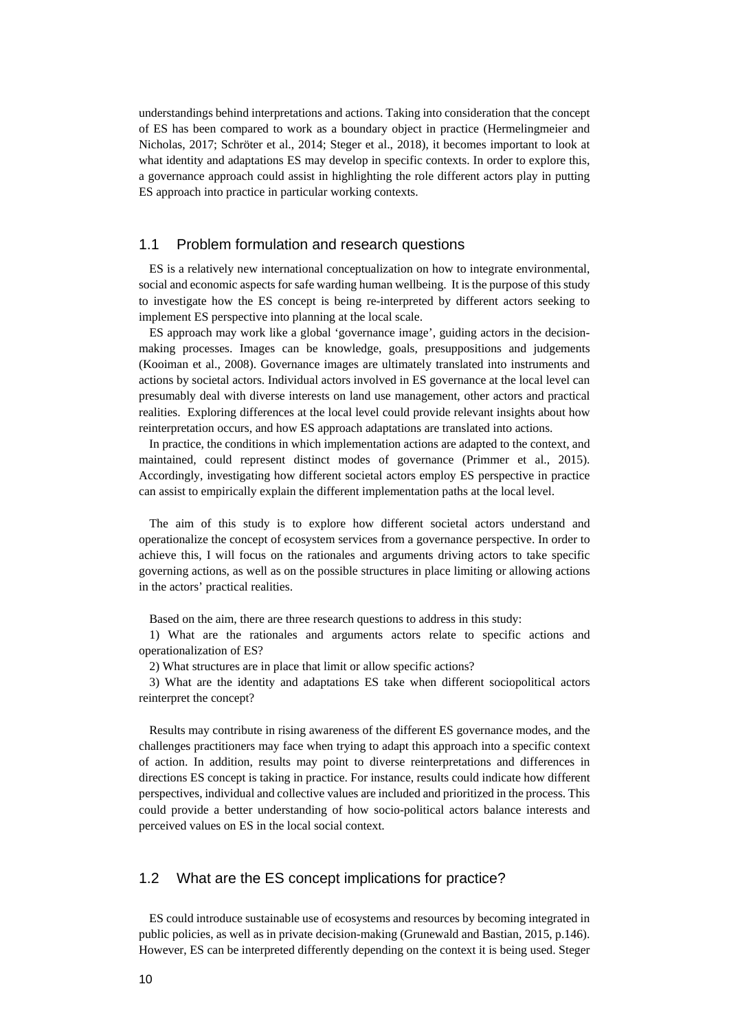understandings behind interpretations and actions. Taking into consideration that the concept of ES has been compared to work as a boundary object in practice (Hermelingmeier and Nicholas, 2017; Schröter et al., 2014; Steger et al., 2018), it becomes important to look at what identity and adaptations ES may develop in specific contexts. In order to explore this, a governance approach could assist in highlighting the role different actors play in putting ES approach into practice in particular working contexts.

## 1.1 Problem formulation and research questions

ES is a relatively new international conceptualization on how to integrate environmental, social and economic aspects for safe warding human wellbeing. It is the purpose of this study to investigate how the ES concept is being re-interpreted by different actors seeking to implement ES perspective into planning at the local scale.

ES approach may work like a global 'governance image', guiding actors in the decision-making processes. Images can be knowledge, goals, presuppositions and judgements (Kooiman et al., 2008). Governance images are ultimately translated into instruments and actions by societal actors. Individual actors involved in ES governance at the local level can presumably deal with diverse interests on land use management, other actors and practical realities. Exploring differences at the local level could provide relevant insights about how reinterpretation occurs, and how ES approach adaptations are translated into actions.

In practice, the conditions in which implementation actions are adapted to the context, and maintained, could represent distinct modes of governance (Primmer et al., 2015). Accordingly, investigating how different societal actors employ ES perspective in practice can assist to empirically explain the different implementation paths at the local level.

The aim of this study is to explore how different societal actors understand and operationalize the concept of ecosystem services from a governance perspective. In order to achieve this, I will focus on the rationales and arguments driving actors to take specific governing actions, as well as on the possible structures in place limiting or allowing actions in the actors' practical realities.

Based on the aim, there are three research questions to address in this study:

1) What are the rationales and arguments actors relate to specific actions and operationalization of ES?

2) What structures are in place that limit or allow specific actions?

3) What are the identity and adaptations ES take when different sociopolitical actors reinterpret the concept?

Results may contribute in rising awareness of the different ES governance modes, and the challenges practitioners may face when trying to adapt this approach into a specific context of action. In addition, results may point to diverse reinterpretations and differences in directions ES concept is taking in practice. For instance, results could indicate how different perspectives, individual and collective values are included and prioritized in the process. This could provide a better understanding of how socio-political actors balance interests and perceived values on ES in the local social context.

## 1.2 What are the ES concept implications for practice?

ES could introduce sustainable use of ecosystems and resources by becoming integrated in public policies, as well as in private decision-making (Grunewald and Bastian, 2015, p.146). However, ES can be interpreted differently depending on the context it is being used. Steger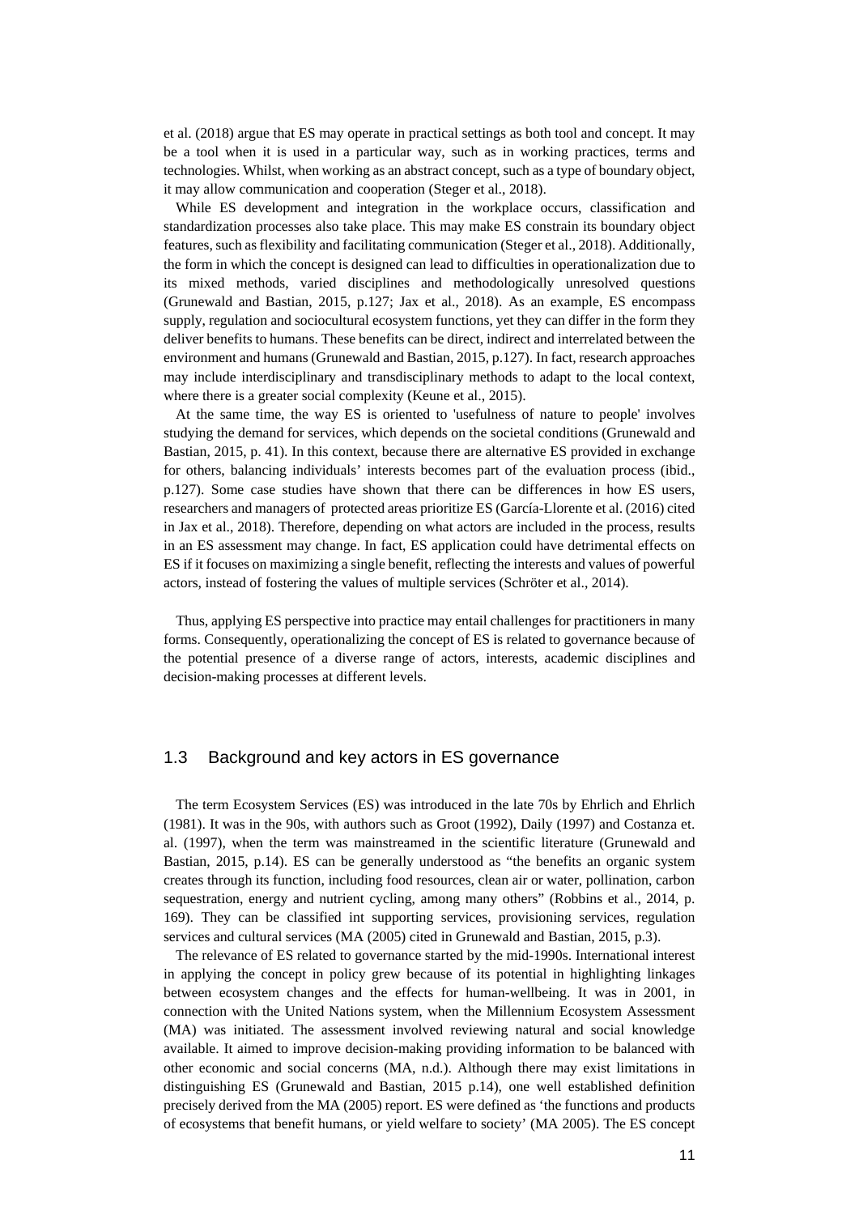et al. (2018) argue that ES may operate in practical settings as both tool and concept. It may be a tool when it is used in a particular way, such as in working practices, terms and technologies. Whilst, when working as an abstract concept, such as a type of boundary object, it may allow communication and cooperation (Steger et al., 2018).

While ES development and integration in the workplace occurs, classification and standardization processes also take place. This may make ES constrain its boundary object features, such as flexibility and facilitating communication (Steger et al., 2018). Additionally, the form in which the concept is designed can lead to difficulties in operationalization due to its mixed methods, varied disciplines and methodologically unresolved questions (Grunewald and Bastian, 2015, p.127; Jax et al., 2018). As an example, ES encompass supply, regulation and sociocultural ecosystem functions, yet they can differ in the form they deliver benefits to humans. These benefits can be direct, indirect and interrelated between the environment and humans (Grunewald and Bastian, 2015, p.127). In fact, research approaches may include interdisciplinary and transdisciplinary methods to adapt to the local context, where there is a greater social complexity (Keune et al., 2015).

At the same time, the way ES is oriented to 'usefulness of nature to people' involves studying the demand for services, which depends on the societal conditions (Grunewald and Bastian, 2015, p. 41). In this context, because there are alternative ES provided in exchange for others, balancing individuals' interests becomes part of the evaluation process (ibid., p.127). Some case studies have shown that there can be differences in how ES users, researchers and managers of protected areas prioritize ES (García-Llorente et al. (2016) cited in Jax et al., 2018). Therefore, depending on what actors are included in the process, results in an ES assessment may change. In fact, ES application could have detrimental effects on ES if it focuses on maximizing a single benefit, reflecting the interests and values of powerful actors, instead of fostering the values of multiple services (Schröter et al., 2014).

Thus, applying ES perspective into practice may entail challenges for practitioners in many forms. Consequently, operationalizing the concept of ES is related to governance because of the potential presence of a diverse range of actors, interests, academic disciplines and decision-making processes at different levels.

## 1.3 Background and key actors in ES governance

The term Ecosystem Services (ES) was introduced in the late 70s by Ehrlich and Ehrlich (1981). It was in the 90s, with authors such as Groot (1992), Daily (1997) and Costanza et. al. (1997), when the term was mainstreamed in the scientific literature (Grunewald and Bastian, 2015, p.14). ES can be generally understood as "the benefits an organic system creates through its function, including food resources, clean air or water, pollination, carbon sequestration, energy and nutrient cycling, among many others" (Robbins et al., 2014, p. 169). They can be classified int supporting services, provisioning services, regulation services and cultural services (MA (2005) cited in Grunewald and Bastian, 2015, p.3).

The relevance of ES related to governance started by the mid-1990s. International interest in applying the concept in policy grew because of its potential in highlighting linkages between ecosystem changes and the effects for human-wellbeing. It was in 2001, in connection with the United Nations system, when the Millennium Ecosystem Assessment (MA) was initiated. The assessment involved reviewing natural and social knowledge available. It aimed to improve decision-making providing information to be balanced with other economic and social concerns (MA, n.d.). Although there may exist limitations in distinguishing ES (Grunewald and Bastian, 2015 p.14), one well established definition precisely derived from the MA (2005) report. ES were defined as 'the functions and products of ecosystems that benefit humans, or yield welfare to society' (MA 2005). The ES concept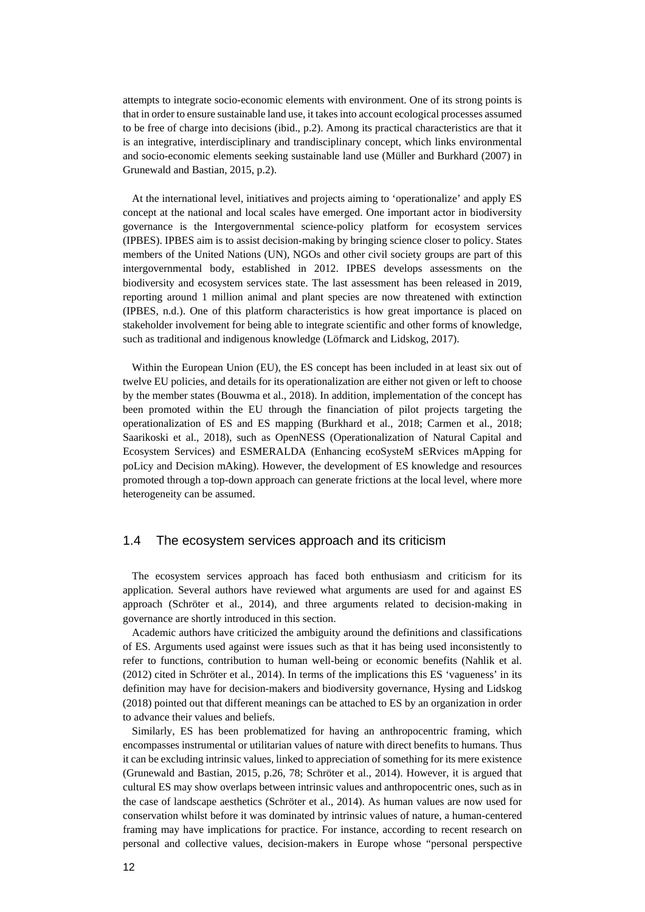attempts to integrate socio-economic elements with environment. One of its strong points is that in order to ensure sustainable land use, it takes into account ecological processes assumed to be free of charge into decisions (ibid., p.2). Among its practical characteristics are that it is an integrative, interdisciplinary and trandisciplinary concept, which links environmental and socio-economic elements seeking sustainable land use (Müller and Burkhard (2007) in Grunewald and Bastian, 2015, p.2).

At the international level, initiatives and projects aiming to 'operationalize' and apply ES concept at the national and local scales have emerged. One important actor in biodiversity governance is the Intergovernmental science-policy platform for ecosystem services (IPBES). IPBES aim is to assist decision-making by bringing science closer to policy. States members of the United Nations (UN), NGOs and other civil society groups are part of this intergovernmental body, established in 2012. IPBES develops assessments on the biodiversity and ecosystem services state. The last assessment has been released in 2019, reporting around 1 million animal and plant species are now threatened with extinction (IPBES, n.d.). One of this platform characteristics is how great importance is placed on stakeholder involvement for being able to integrate scientific and other forms of knowledge, such as traditional and indigenous knowledge (Löfmarck and Lidskog, 2017).

Within the European Union (EU), the ES concept has been included in at least six out of twelve EU policies, and details for its operationalization are either not given or left to choose by the member states (Bouwma et al., 2018). In addition, implementation of the concept has been promoted within the EU through the financiation of pilot projects targeting the operationalization of ES and ES mapping (Burkhard et al., 2018; Carmen et al., 2018; Saarikoski et al., 2018), such as OpenNESS (Operationalization of Natural Capital and Ecosystem Services) and ESMERALDA (Enhancing ecoSysteM sERvices mApping for poLicy and Decision mAking). However, the development of ES knowledge and resources promoted through a top-down approach can generate frictions at the local level, where more heterogeneity can be assumed.

## 1.4 The ecosystem services approach and its criticism

The ecosystem services approach has faced both enthusiasm and criticism for its application. Several authors have reviewed what arguments are used for and against ES approach (Schröter et al., 2014), and three arguments related to decision-making in governance are shortly introduced in this section.

Academic authors have criticized the ambiguity around the definitions and classifications of ES. Arguments used against were issues such as that it has being used inconsistently to refer to functions, contribution to human well-being or economic benefits (Nahlik et al. (2012) cited in Schröter et al., 2014). In terms of the implications this ES 'vagueness' in its definition may have for decision-makers and biodiversity governance, Hysing and Lidskog (2018) pointed out that different meanings can be attached to ES by an organization in order to advance their values and beliefs.

Similarly, ES has been problematized for having an anthropocentric framing, which encompasses instrumental or utilitarian values of nature with direct benefits to humans. Thus it can be excluding intrinsic values, linked to appreciation of something for its mere existence (Grunewald and Bastian, 2015, p.26, 78; Schröter et al., 2014). However, it is argued that cultural ES may show overlaps between intrinsic values and anthropocentric ones, such as in the case of landscape aesthetics (Schröter et al., 2014). As human values are now used for conservation whilst before it was dominated by intrinsic values of nature, a human-centered framing may have implications for practice. For instance, according to recent research on personal and collective values, decision-makers in Europe whose "personal perspective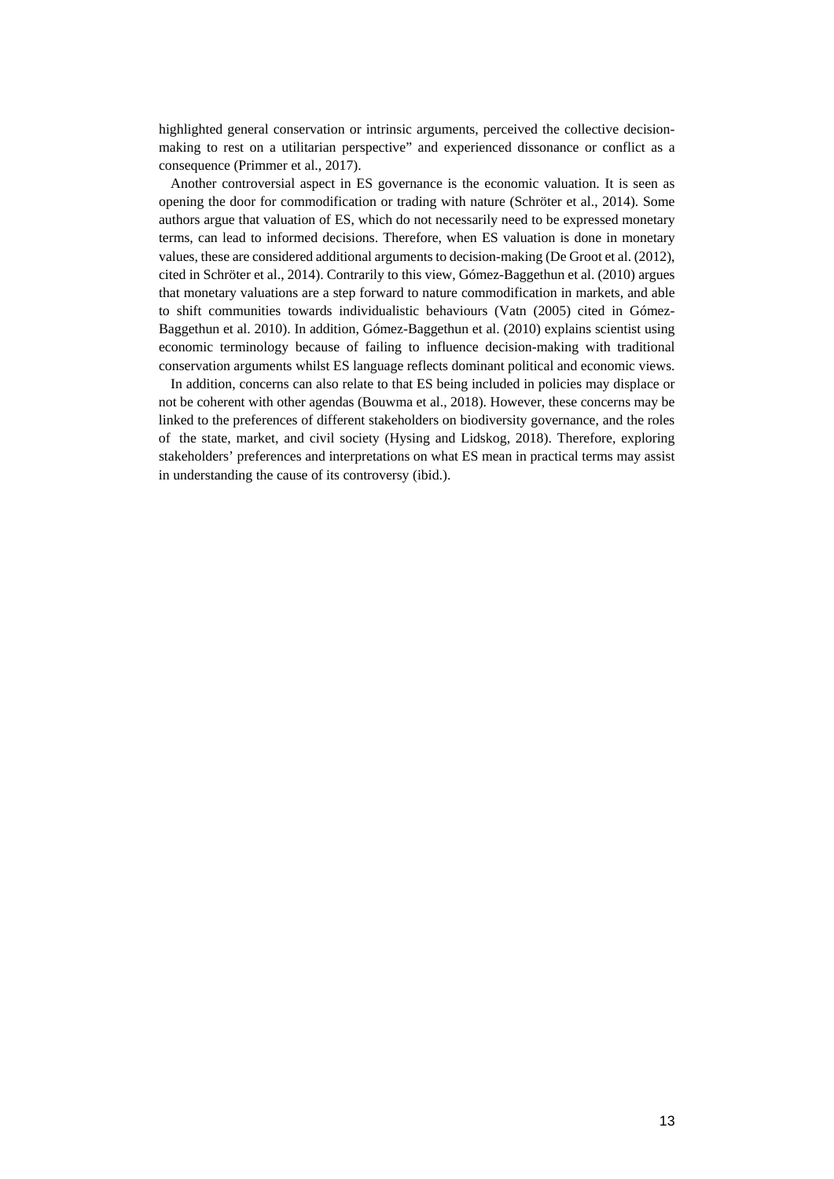highlighted general conservation or intrinsic arguments, perceived the collective decision-making to rest on a utilitarian perspective" and experienced dissonance or conflict as a consequence (Primmer et al., 2017).

Another controversial aspect in ES governance is the economic valuation. It is seen as opening the door for commodification or trading with nature (Schröter et al., 2014). Some authors argue that valuation of ES, which do not necessarily need to be expressed monetary terms, can lead to informed decisions. Therefore, when ES valuation is done in monetary values, these are considered additional arguments to decision-making (De Groot et al. (2012), cited in Schröter et al., 2014). Contrarily to this view, Gómez-Baggethun et al. (2010) argues that monetary valuations are a step forward to nature commodification in markets, and able to shift communities towards individualistic behaviours (Vatn (2005) cited in Gómez-Baggethun et al. 2010). In addition, Gómez-Baggethun et al. (2010) explains scientist using economic terminology because of failing to influence decision-making with traditional conservation arguments whilst ES language reflects dominant political and economic views.

In addition, concerns can also relate to that ES being included in policies may displace or not be coherent with other agendas (Bouwma et al., 2018). However, these concerns may be linked to the preferences of different stakeholders on biodiversity governance, and the roles of the state, market, and civil society (Hysing and Lidskog, 2018). Therefore, exploring stakeholders' preferences and interpretations on what ES mean in practical terms may assist in understanding the cause of its controversy (ibid.).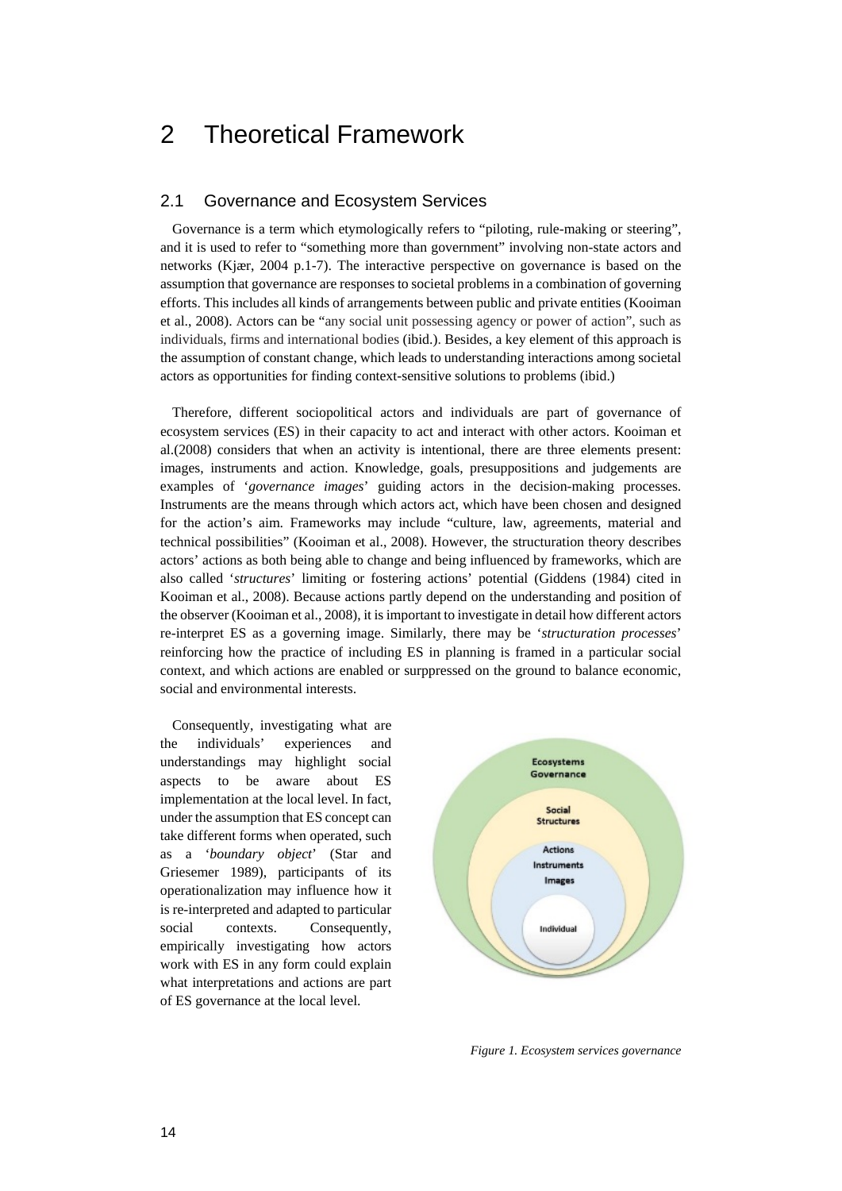# 2 Theoretical Framework

## 2.1 Governance and Ecosystem Services

Governance is a term which etymologically refers to "piloting, rule-making or steering", and it is used to refer to "something more than government" involving non-state actors and networks (Kjær, 2004 p.1-7). The interactive perspective on governance is based on the assumption that governance are responses to societal problems in a combination of governing efforts. This includes all kinds of arrangements between public and private entities (Kooiman et al., 2008). Actors can be "any social unit possessing agency or power of action", such as individuals, firms and international bodies (ibid.). Besides, a key element of this approach is the assumption of constant change, which leads to understanding interactions among societal actors as opportunities for finding context-sensitive solutions to problems (ibid.)

Therefore, different sociopolitical actors and individuals are part of governance of ecosystem services (ES) in their capacity to act and interact with other actors. Kooiman et al.(2008) considers that when an activity is intentional, there are three elements present: images, instruments and action. Knowledge, goals, presuppositions and judgements are examples of '*governance images*' guiding actors in the decision-making processes. Instruments are the means through which actors act, which have been chosen and designed for the action's aim. Frameworks may include "culture, law, agreements, material and technical possibilities" (Kooiman et al., 2008). However, the structuration theory describes actors' actions as both being able to change and being influenced by frameworks, which are also called '*structures*' limiting or fostering actions' potential (Giddens (1984) cited in Kooiman et al., 2008). Because actions partly depend on the understanding and position of the observer (Kooiman et al., 2008), it is important to investigate in detail how different actors re-interpret ES as a governing image. Similarly, there may be '*structuration processes*' reinforcing how the practice of including ES in planning is framed in a particular social context, and which actions are enabled or surppressed on the ground to balance economic, social and environmental interests.

Consequently, investigating what are the individuals' experiences and understandings may highlight social aspects to be aware about ES implementation at the local level. In fact, under the assumption that ES concept can take different forms when operated, such as a '*boundary object*' (Star and Griesemer 1989), participants of its operationalization may influence how it is re-interpreted and adapted to particular social contexts. Consequently, empirically investigating how actors work with ES in any form could explain what interpretations and actions are part of ES governance at the local level.

*Figure 1. Ecosystem services governance*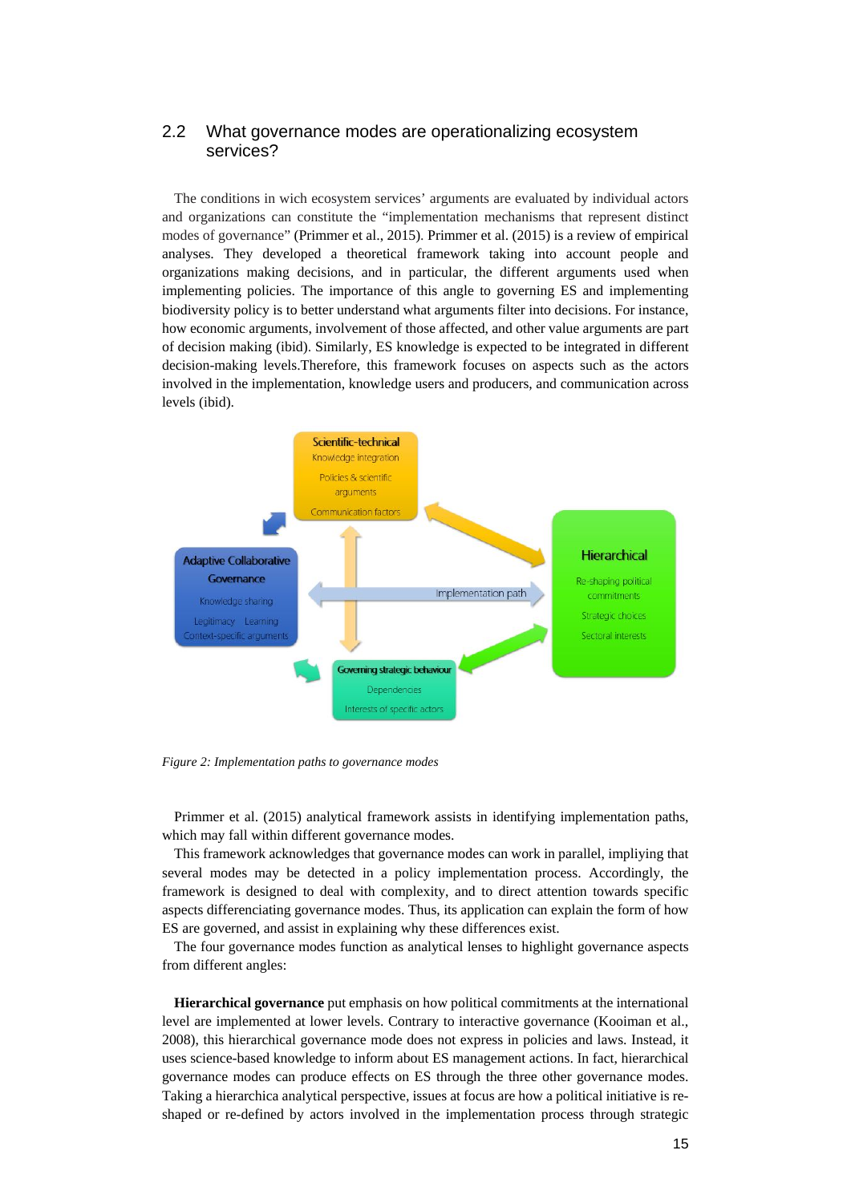## 2.2 What governance modes are operationalizing ecosystem services?

The conditions in wich ecosystem services' arguments are evaluated by individual actors and organizations can constitute the "implementation mechanisms that represent distinct modes of governance" (Primmer et al., 2015). Primmer et al. (2015) is a review of empirical analyses. They developed a theoretical framework taking into account people and organizations making decisions, and in particular, the different arguments used when implementing policies. The importance of this angle to governing ES and implementing biodiversity policy is to better understand what arguments filter into decisions. For instance, how economic arguments, involvement of those affected, and other value arguments are part of decision making (ibid). Similarly, ES knowledge is expected to be integrated in different decision-making levels.Therefore, this framework focuses on aspects such as the actors involved in the implementation, knowledge users and producers, and communication across levels (ibid).

*Figure 2: Implementation paths to governance modes*

Primmer et al. (2015) analytical framework assists in identifying implementation paths, which may fall within different governance modes.

This framework acknowledges that governance modes can work in parallel, impliying that several modes may be detected in a policy implementation process. Accordingly, the framework is designed to deal with complexity, and to direct attention towards specific aspects differenciating governance modes. Thus, its application can explain the form of how ES are governed, and assist in explaining why these differences exist.

The four governance modes function as analytical lenses to highlight governance aspects from different angles:

**Hierarchical governance** put emphasis on how political commitments at the international level are implemented at lower levels. Contrary to interactive governance (Kooiman et al., 2008), this hierarchical governance mode does not express in policies and laws. Instead, it uses science-based knowledge to inform about ES management actions. In fact, hierarchical governance modes can produce effects on ES through the three other governance modes. Taking a hierarchica analytical perspective, issues at focus are how a political initiative is re-shaped or re-defined by actors involved in the implementation process through strategic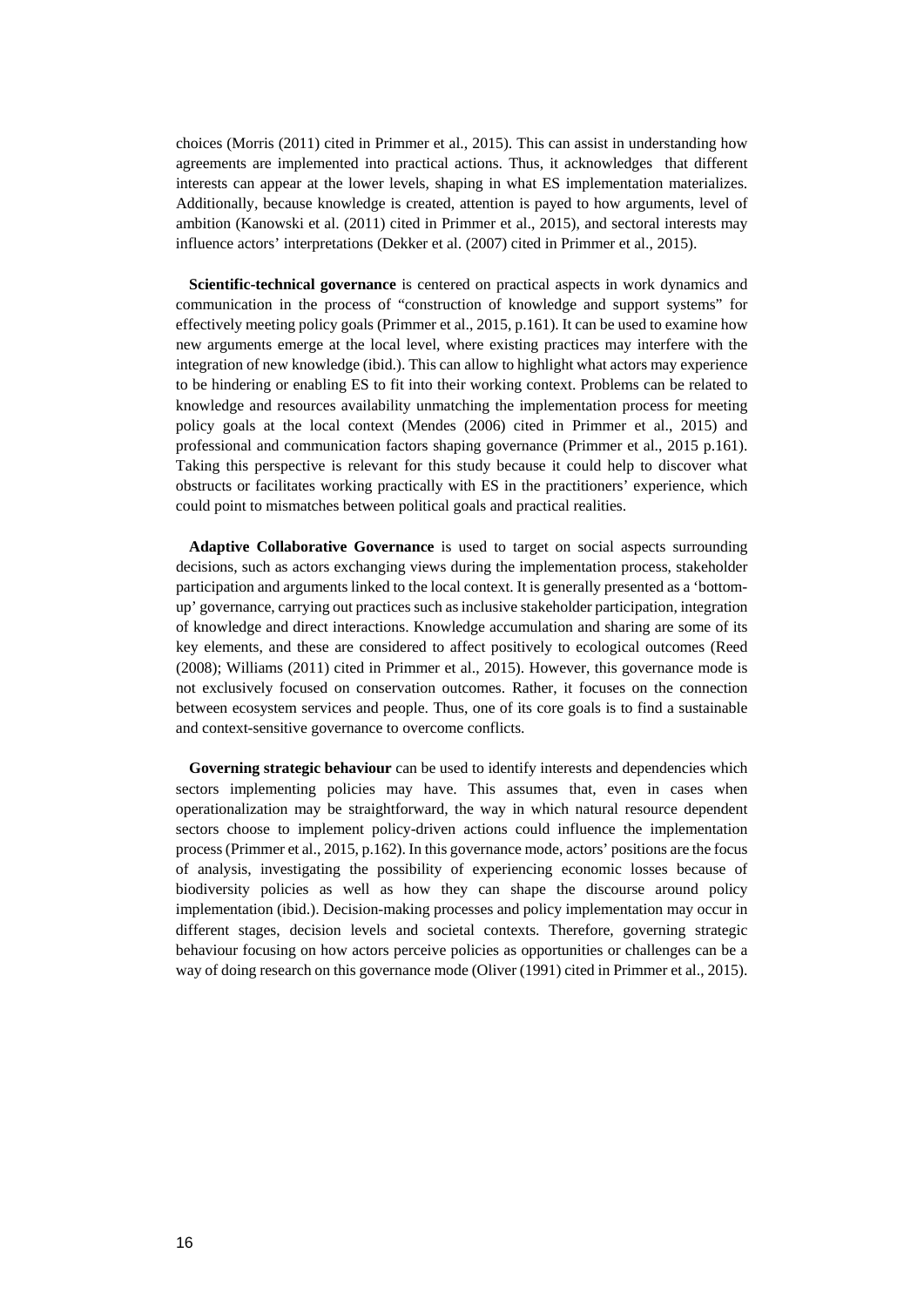choices (Morris (2011) cited in Primmer et al., 2015). This can assist in understanding how agreements are implemented into practical actions. Thus, it acknowledges that different interests can appear at the lower levels, shaping in what ES implementation materializes. Additionally, because knowledge is created, attention is payed to how arguments, level of ambition (Kanowski et al. (2011) cited in Primmer et al., 2015), and sectoral interests may influence actors' interpretations (Dekker et al. (2007) cited in Primmer et al., 2015).

**Scientific-technical governance** is centered on practical aspects in work dynamics and communication in the process of "construction of knowledge and support systems" for effectively meeting policy goals (Primmer et al., 2015, p.161). It can be used to examine how new arguments emerge at the local level, where existing practices may interfere with the integration of new knowledge (ibid.). This can allow to highlight what actors may experience to be hindering or enabling ES to fit into their working context. Problems can be related to knowledge and resources availability unmatching the implementation process for meeting policy goals at the local context (Mendes (2006) cited in Primmer et al., 2015) and professional and communication factors shaping governance (Primmer et al., 2015 p.161). Taking this perspective is relevant for this study because it could help to discover what obstructs or facilitates working practically with ES in the practitioners' experience, which could point to mismatches between political goals and practical realities.

**Adaptive Collaborative Governance** is used to target on social aspects surrounding decisions, such as actors exchanging views during the implementation process, stakeholder participation and arguments linked to the local context. It is generally presented as a 'bottom-up' governance, carrying out practices such as inclusive stakeholder participation, integration of knowledge and direct interactions. Knowledge accumulation and sharing are some of its key elements, and these are considered to affect positively to ecological outcomes (Reed (2008); Williams (2011) cited in Primmer et al., 2015). However, this governance mode is not exclusively focused on conservation outcomes. Rather, it focuses on the connection between ecosystem services and people. Thus, one of its core goals is to find a sustainable and context-sensitive governance to overcome conflicts.

**Governing strategic behaviour** can be used to identify interests and dependencies which sectors implementing policies may have. This assumes that, even in cases when operationalization may be straightforward, the way in which natural resource dependent sectors choose to implement policy-driven actions could influence the implementation process (Primmer et al., 2015, p.162). In this governance mode, actors' positions are the focus of analysis, investigating the possibility of experiencing economic losses because of biodiversity policies as well as how they can shape the discourse around policy implementation (ibid.). Decision-making processes and policy implementation may occur in different stages, decision levels and societal contexts. Therefore, governing strategic behaviour focusing on how actors perceive policies as opportunities or challenges can be a way of doing research on this governance mode (Oliver (1991) cited in Primmer et al., 2015).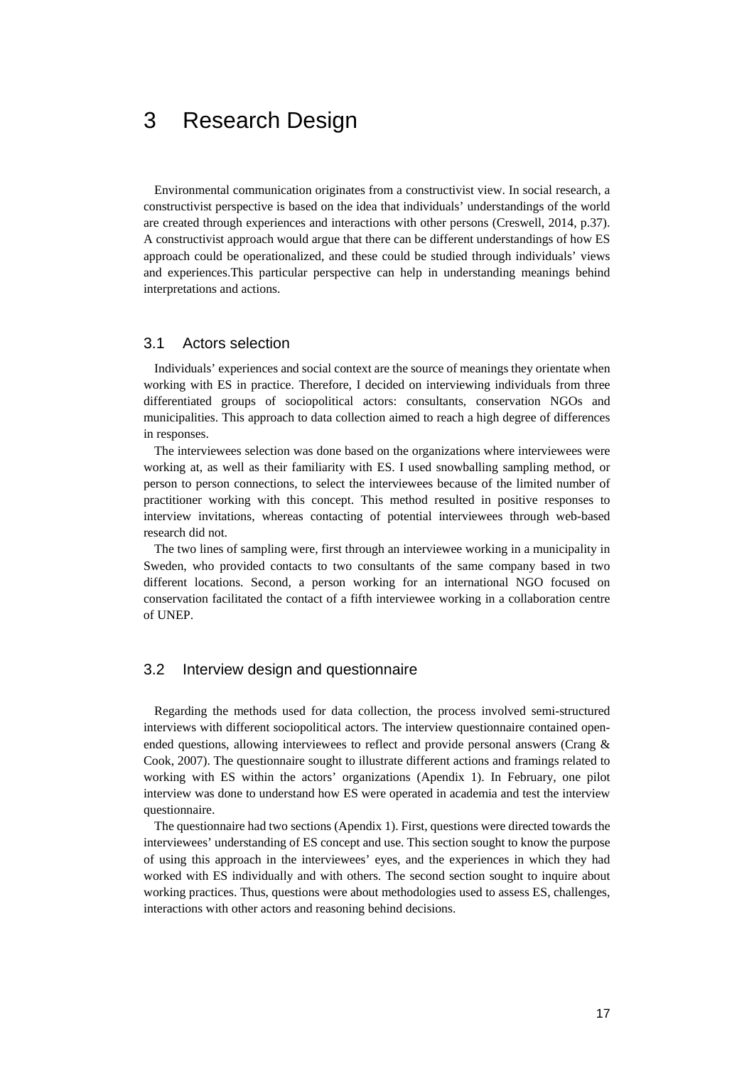# 3 Research Design

Environmental communication originates from a constructivist view. In social research, a constructivist perspective is based on the idea that individuals' understandings of the world are created through experiences and interactions with other persons (Creswell, 2014, p.37). A constructivist approach would argue that there can be different understandings of how ES approach could be operationalized, and these could be studied through individuals' views and experiences.This particular perspective can help in understanding meanings behind interpretations and actions.

## 3.1 Actors selection

Individuals' experiences and social context are the source of meanings they orientate when working with ES in practice. Therefore, I decided on interviewing individuals from three differentiated groups of sociopolitical actors: consultants, conservation NGOs and municipalities. This approach to data collection aimed to reach a high degree of differences in responses.

The interviewees selection was done based on the organizations where interviewees were working at, as well as their familiarity with ES. I used snowballing sampling method, or person to person connections, to select the interviewees because of the limited number of practitioner working with this concept. This method resulted in positive responses to interview invitations, whereas contacting of potential interviewees through web-based research did not.

The two lines of sampling were, first through an interviewee working in a municipality in Sweden, who provided contacts to two consultants of the same company based in two different locations. Second, a person working for an international NGO focused on conservation facilitated the contact of a fifth interviewee working in a collaboration centre of UNEP.

## 3.2 Interview design and questionnaire

Regarding the methods used for data collection, the process involved semi-structured interviews with different sociopolitical actors. The interview questionnaire contained open-ended questions, allowing interviewees to reflect and provide personal answers (Crang & Cook, 2007). The questionnaire sought to illustrate different actions and framings related to working with ES within the actors' organizations (Apendix 1). In February, one pilot interview was done to understand how ES were operated in academia and test the interview questionnaire.

The questionnaire had two sections (Apendix 1). First, questions were directed towards the interviewees' understanding of ES concept and use. This section sought to know the purpose of using this approach in the interviewees' eyes, and the experiences in which they had worked with ES individually and with others. The second section sought to inquire about working practices. Thus, questions were about methodologies used to assess ES, challenges, interactions with other actors and reasoning behind decisions.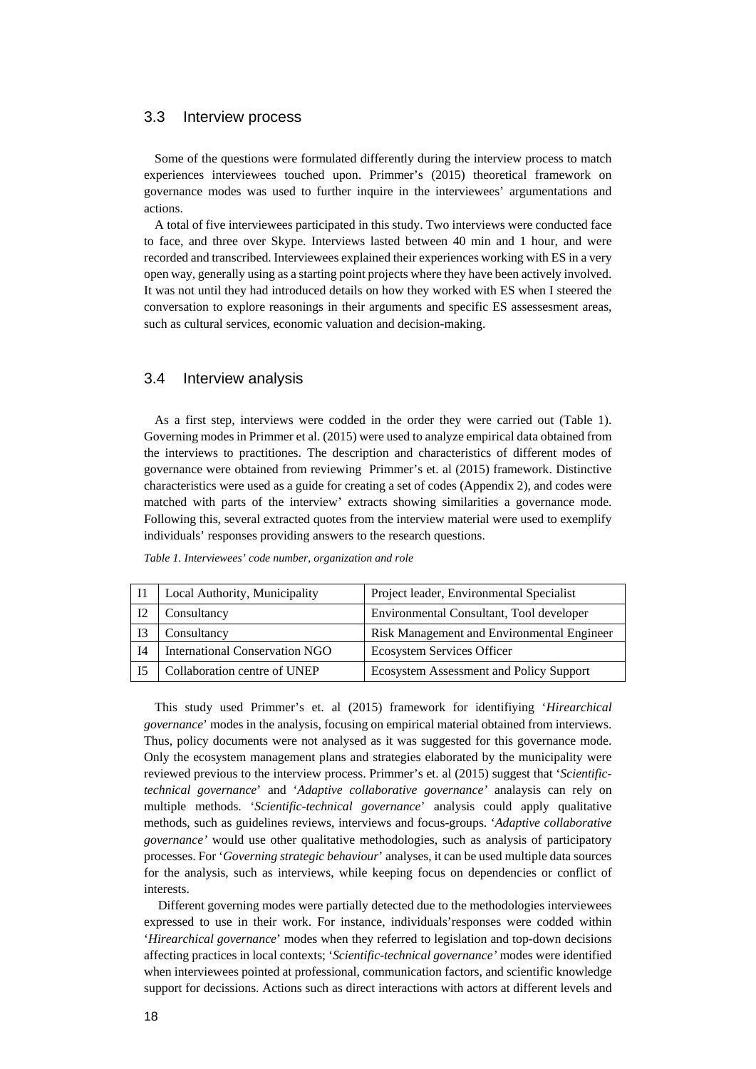## 3.3 Interview process

Some of the questions were formulated differently during the interview process to match experiences interviewees touched upon. Primmer's (2015) theoretical framework on governance modes was used to further inquire in the interviewees' argumentations and actions.

A total of five interviewees participated in this study. Two interviews were conducted face to face, and three over Skype. Interviews lasted between 40 min and 1 hour, and were recorded and transcribed. Interviewees explained their experiences working with ES in a very open way, generally using as a starting point projects where they have been actively involved. It was not until they had introduced details on how they worked with ES when I steered the conversation to explore reasonings in their arguments and specific ES assessesment areas, such as cultural services, economic valuation and decision-making.

## 3.4 Interview analysis

As a first step, interviews were codded in the order they were carried out (Table 1). Governing modes in Primmer et al. (2015) were used to analyze empirical data obtained from the interviews to practitiones. The description and characteristics of different modes of governance were obtained from reviewing Primmer's et. al (2015) framework. Distinctive characteristics were used as a guide for creating a set of codes (Appendix 2), and codes were matched with parts of the interview' extracts showing similarities a governance mode. Following this, several extracted quotes from the interview material were used to exemplify individuals' responses providing answers to the research questions.

*Table 1. Interviewees' code number, organization and role*

| | | |
|---|---|---|
| I1 | Local Authority, Municipality | Project leader, Environmental Specialist |
| I2 | Consultancy | Environmental Consultant, Tool developer |
| I3 | Consultancy | Risk Management and Environmental Engineer |
| I4 | International Conservation NGO | Ecosystem Services Officer |
| I5 | Collaboration centre of UNEP | Ecosystem Assessment and Policy Support |

This study used Primmer's et. al (2015) framework for identifiying '*Hirearchical governance*' modes in the analysis, focusing on empirical material obtained from interviews. Thus, policy documents were not analysed as it was suggested for this governance mode. Only the ecosystem management plans and strategies elaborated by the municipality were reviewed previous to the interview process. Primmer's et. al (2015) suggest that '*Scientific-technical governance*' and '*Adaptive collaborative governance'* analaysis can rely on multiple methods. '*Scientific-technical governance*' analysis could apply qualitative methods, such as guidelines reviews, interviews and focus-groups. '*Adaptive collaborative governance'* would use other qualitative methodologies, such as analysis of participatory processes. For '*Governing strategic behaviour*' analyses, it can be used multiple data sources for the analysis, such as interviews, while keeping focus on dependencies or conflict of interests.

Different governing modes were partially detected due to the methodologies interviewees expressed to use in their work. For instance, individuals'responses were codded within '*Hirearchical governance*' modes when they referred to legislation and top-down decisions affecting practices in local contexts; '*Scientific-technical governance'* modes were identified when interviewees pointed at professional, communication factors, and scientific knowledge support for decissions. Actions such as direct interactions with actors at different levels and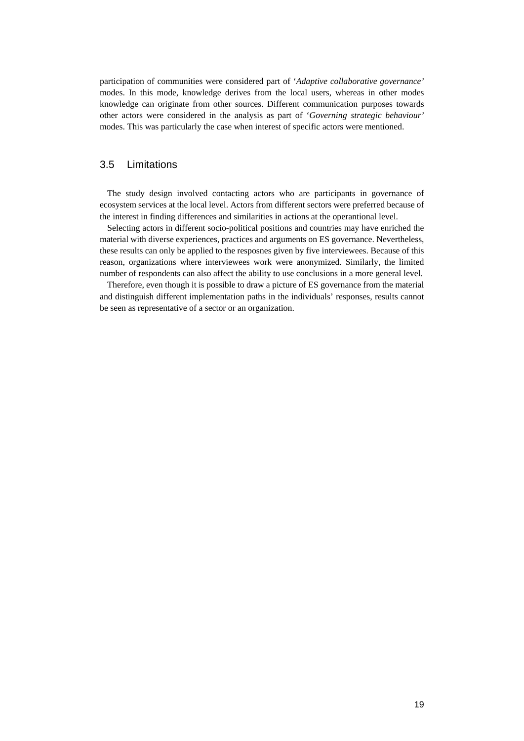participation of communities were considered part of '*Adaptive collaborative governance'* modes. In this mode, knowledge derives from the local users, whereas in other modes knowledge can originate from other sources. Different communication purposes towards other actors were considered in the analysis as part of '*Governing strategic behaviour'* modes. This was particularly the case when interest of specific actors were mentioned.

## 3.5 Limitations

The study design involved contacting actors who are participants in governance of ecosystem services at the local level. Actors from different sectors were preferred because of the interest in finding differences and similarities in actions at the operantional level.

Selecting actors in different socio-political positions and countries may have enriched the material with diverse experiences, practices and arguments on ES governance. Nevertheless, these results can only be applied to the resposnes given by five interviewees. Because of this reason, organizations where interviewees work were anonymized. Similarly, the limited number of respondents can also affect the ability to use conclusions in a more general level.

Therefore, even though it is possible to draw a picture of ES governance from the material and distinguish different implementation paths in the individuals' responses, results cannot be seen as representative of a sector or an organization.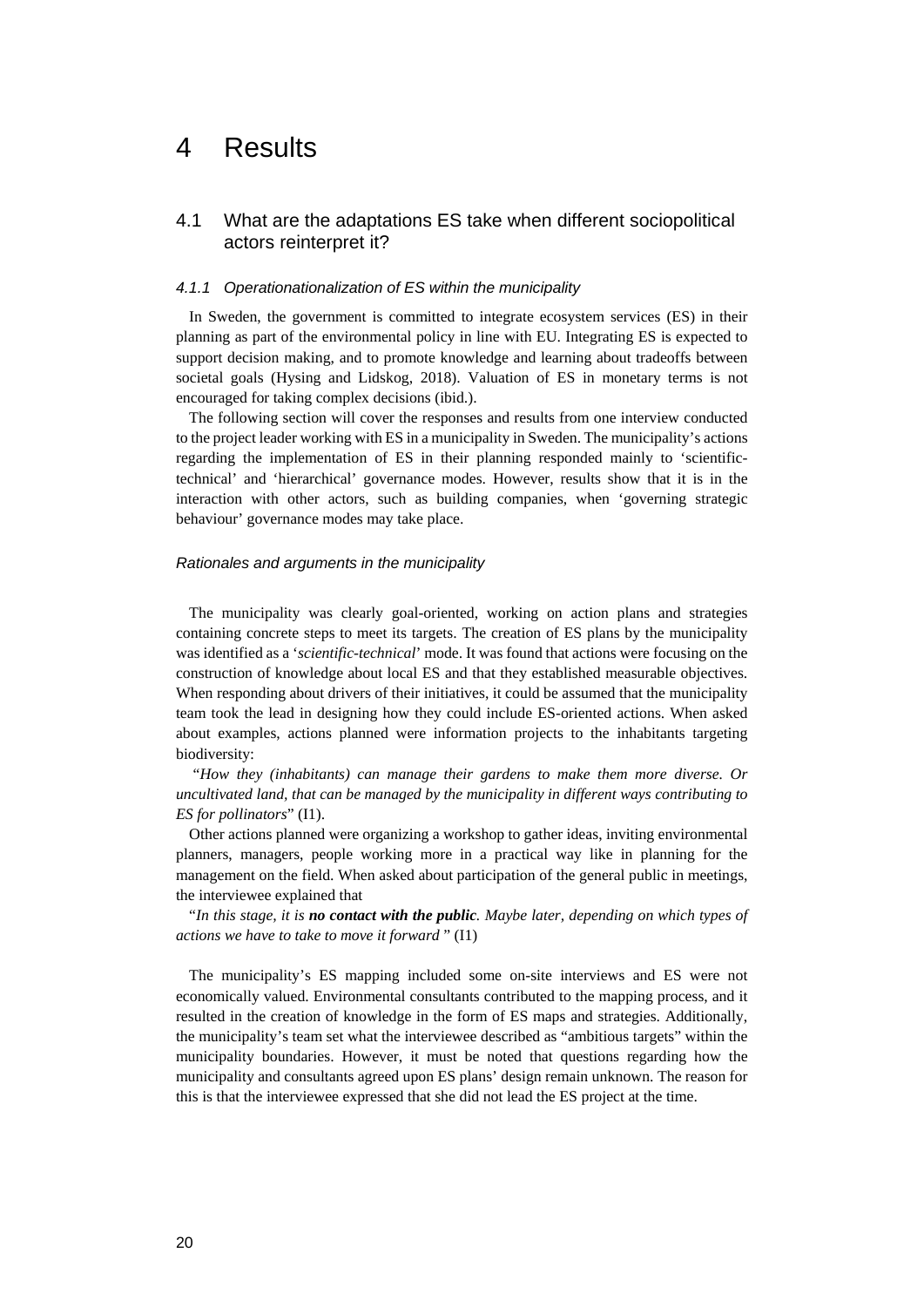# 4 Results

## 4.1 What are the adaptations ES take when different sociopolitical actors reinterpret it?

### *4.1.1 Operationationalization of ES within the municipality*

In Sweden, the government is committed to integrate ecosystem services (ES) in their planning as part of the environmental policy in line with EU. Integrating ES is expected to support decision making, and to promote knowledge and learning about tradeoffs between societal goals (Hysing and Lidskog, 2018). Valuation of ES in monetary terms is not encouraged for taking complex decisions (ibid.).

The following section will cover the responses and results from one interview conducted to the project leader working with ES in a municipality in Sweden. The municipality's actions regarding the implementation of ES in their planning responded mainly to 'scientific-technical' and 'hierarchical' governance modes. However, results show that it is in the interaction with other actors, such as building companies, when 'governing strategic behaviour' governance modes may take place.

#### *Rationales and arguments in the municipality*

The municipality was clearly goal-oriented, working on action plans and strategies containing concrete steps to meet its targets. The creation of ES plans by the municipality was identified as a '*scientific-technical*' mode. It was found that actions were focusing on the construction of knowledge about local ES and that they established measurable objectives. When responding about drivers of their initiatives, it could be assumed that the municipality team took the lead in designing how they could include ES-oriented actions. When asked about examples, actions planned were information projects to the inhabitants targeting biodiversity:

"*How they (inhabitants) can manage their gardens to make them more diverse. Or uncultivated land, that can be managed by the municipality in different ways contributing to ES for pollinators*" (I1).

Other actions planned were organizing a workshop to gather ideas, inviting environmental planners, managers, people working more in a practical way like in planning for the management on the field. When asked about participation of the general public in meetings, the interviewee explained that

"*In this stage, it is **no contact with the public**. Maybe later, depending on which types of actions we have to take to move it forward* " (I1)

The municipality's ES mapping included some on-site interviews and ES were not economically valued. Environmental consultants contributed to the mapping process, and it resulted in the creation of knowledge in the form of ES maps and strategies. Additionally, the municipality's team set what the interviewee described as "ambitious targets" within the municipality boundaries. However, it must be noted that questions regarding how the municipality and consultants agreed upon ES plans' design remain unknown. The reason for this is that the interviewee expressed that she did not lead the ES project at the time.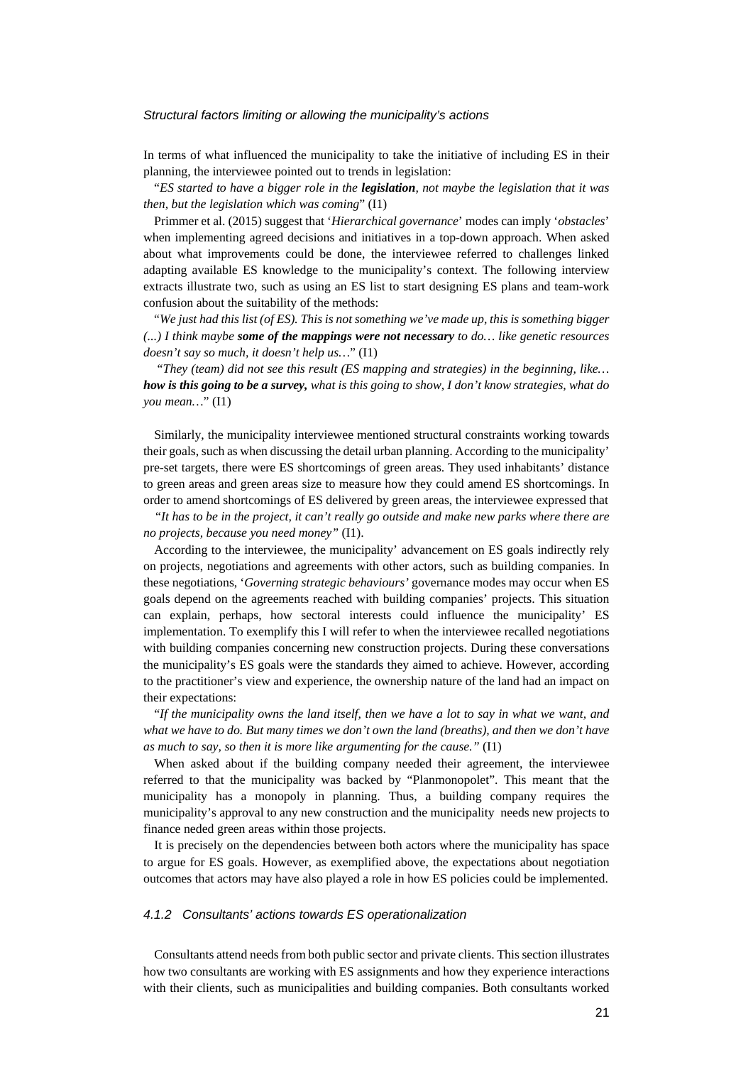*Structural factors limiting or allowing the municipality's actions*

In terms of what influenced the municipality to take the initiative of including ES in their planning, the interviewee pointed out to trends in legislation:

"*ES started to have a bigger role in the **legislation**, not maybe the legislation that it was then, but the legislation which was coming*" (I1)

Primmer et al. (2015) suggest that '*Hierarchical governance*' modes can imply '*obstacles*' when implementing agreed decisions and initiatives in a top-down approach. When asked about what improvements could be done, the interviewee referred to challenges linked adapting available ES knowledge to the municipality's context. The following interview extracts illustrate two, such as using an ES list to start designing ES plans and team-work confusion about the suitability of the methods:

"*We just had this list (of ES). This is not something we've made up, this is something bigger (...) I think maybe **some of the mappings were not necessary** to do… like genetic resources doesn't say so much, it doesn't help us…*" (I1)

"*They (team) did not see this result (ES mapping and strategies) in the beginning, like… **how is this going to be a survey,** what is this going to show, I don't know strategies, what do you mean…*" (I1)

Similarly, the municipality interviewee mentioned structural constraints working towards their goals, such as when discussing the detail urban planning. According to the municipality' pre-set targets, there were ES shortcomings of green areas. They used inhabitants' distance to green areas and green areas size to measure how they could amend ES shortcomings. In order to amend shortcomings of ES delivered by green areas, the interviewee expressed that

*"It has to be in the project, it can't really go outside and make new parks where there are no projects, because you need money"* (I1).

According to the interviewee, the municipality' advancement on ES goals indirectly rely on projects, negotiations and agreements with other actors, such as building companies. In these negotiations, '*Governing strategic behaviours'* governance modes may occur when ES goals depend on the agreements reached with building companies' projects. This situation can explain, perhaps, how sectoral interests could influence the municipality' ES implementation. To exemplify this I will refer to when the interviewee recalled negotiations with building companies concerning new construction projects. During these conversations the municipality's ES goals were the standards they aimed to achieve. However, according to the practitioner's view and experience, the ownership nature of the land had an impact on their expectations:

"*If the municipality owns the land itself, then we have a lot to say in what we want, and what we have to do. But many times we don't own the land (breaths), and then we don't have as much to say, so then it is more like argumenting for the cause."* (I1)

When asked about if the building company needed their agreement, the interviewee referred to that the municipality was backed by "Planmonopolet". This meant that the municipality has a monopoly in planning. Thus, a building company requires the municipality's approval to any new construction and the municipality needs new projects to finance neded green areas within those projects.

It is precisely on the dependencies between both actors where the municipality has space to argue for ES goals. However, as exemplified above, the expectations about negotiation outcomes that actors may have also played a role in how ES policies could be implemented.

#### *4.1.2 Consultants' actions towards ES operationalization*

Consultants attend needs from both public sector and private clients. This section illustrates how two consultants are working with ES assignments and how they experience interactions with their clients, such as municipalities and building companies. Both consultants worked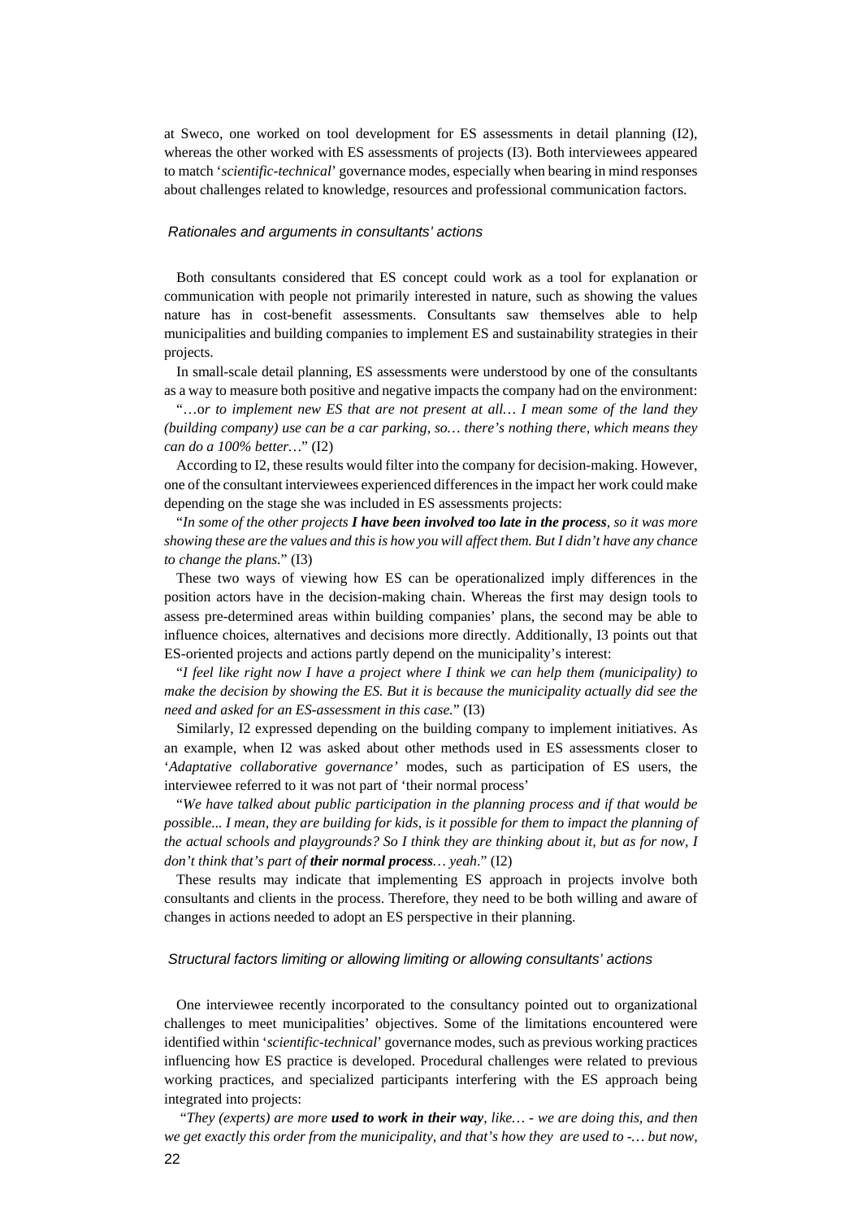at Sweco, one worked on tool development for ES assessments in detail planning (I2), whereas the other worked with ES assessments of projects (I3). Both interviewees appeared to match '*scientific-technical*' governance modes, especially when bearing in mind responses about challenges related to knowledge, resources and professional communication factors.

### *Rationales and arguments in consultants' actions*

Both consultants considered that ES concept could work as a tool for explanation or communication with people not primarily interested in nature, such as showing the values nature has in cost-benefit assessments. Consultants saw themselves able to help municipalities and building companies to implement ES and sustainability strategies in their projects.

In small-scale detail planning, ES assessments were understood by one of the consultants as a way to measure both positive and negative impacts the company had on the environment:

"…o*r to implement new ES that are not present at all… I mean some of the land they (building company) use can be a car parking, so… there's nothing there, which means they can do a 100% better…*" (I2)

According to I2, these results would filter into the company for decision-making. However, one of the consultant interviewees experienced differences in the impact her work could make depending on the stage she was included in ES assessments projects:

"*In some of the other projects **I have been involved too late in the process**, so it was more showing these are the values and this is how you will affect them. But I didn't have any chance to change the plans.*" (I3)

These two ways of viewing how ES can be operationalized imply differences in the position actors have in the decision-making chain. Whereas the first may design tools to assess pre-determined areas within building companies' plans, the second may be able to influence choices, alternatives and decisions more directly. Additionally, I3 points out that ES-oriented projects and actions partly depend on the municipality's interest:

"*I feel like right now I have a project where I think we can help them (municipality) to make the decision by showing the ES. But it is because the municipality actually did see the need and asked for an ES-assessment in this case.*" (I3)

Similarly, I2 expressed depending on the building company to implement initiatives. As an example, when I2 was asked about other methods used in ES assessments closer to '*Adaptative collaborative governance'* modes, such as participation of ES users, the interviewee referred to it was not part of 'their normal process'

"*We have talked about public participation in the planning process and if that would be possible... I mean, they are building for kids, is it possible for them to impact the planning of the actual schools and playgrounds? So I think they are thinking about it, but as for now, I don't think that's part of **their normal process**… yeah*." (I2)

These results may indicate that implementing ES approach in projects involve both consultants and clients in the process. Therefore, they need to be both willing and aware of changes in actions needed to adopt an ES perspective in their planning.

### *Structural factors limiting or allowing limiting or allowing consultants' actions*

One interviewee recently incorporated to the consultancy pointed out to organizational challenges to meet municipalities' objectives. Some of the limitations encountered were identified within '*scientific-technical*' governance modes, such as previous working practices influencing how ES practice is developed. Procedural challenges were related to previous working practices, and specialized participants interfering with the ES approach being integrated into projects:

"*They (experts) are more **used to work in their way**, like… - we are doing this, and then we get exactly this order from the municipality, and that's how they are used to -… but now,*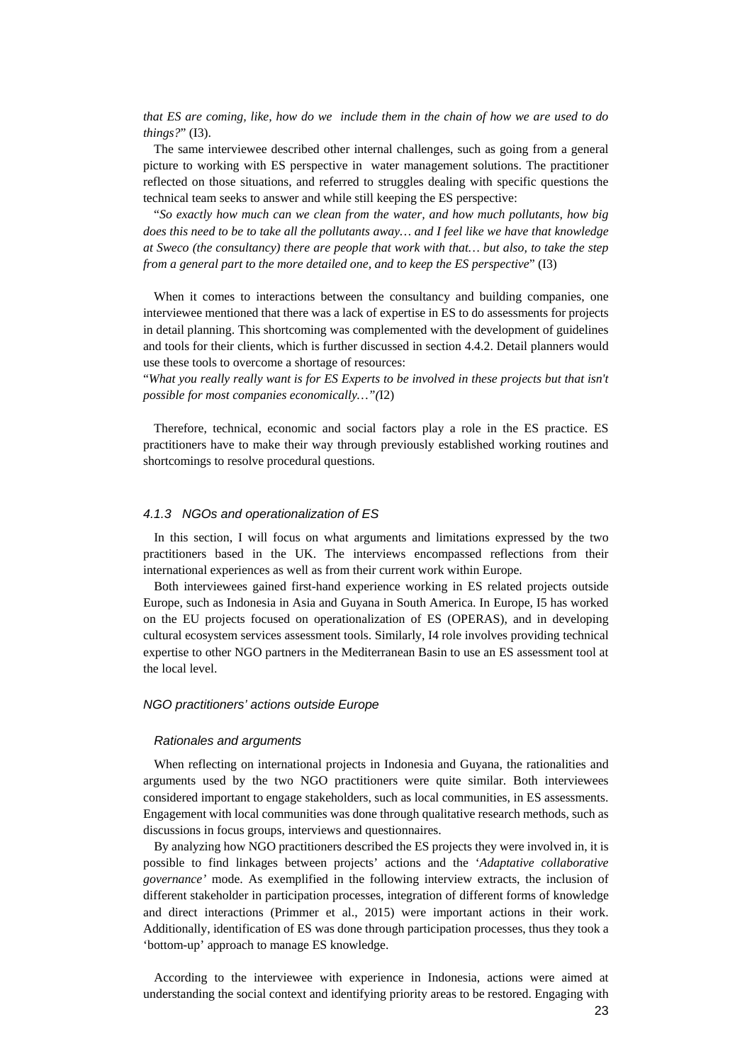*that ES are coming, like, how do we include them in the chain of how we are used to do things?*" (I3).

The same interviewee described other internal challenges, such as going from a general picture to working with ES perspective in water management solutions. The practitioner reflected on those situations, and referred to struggles dealing with specific questions the technical team seeks to answer and while still keeping the ES perspective:

"*So exactly how much can we clean from the water, and how much pollutants, how big does this need to be to take all the pollutants away… and I feel like we have that knowledge at Sweco (the consultancy) there are people that work with that… but also, to take the step from a general part to the more detailed one, and to keep the ES perspective*" (I3)

When it comes to interactions between the consultancy and building companies, one interviewee mentioned that there was a lack of expertise in ES to do assessments for projects in detail planning. This shortcoming was complemented with the development of guidelines and tools for their clients, which is further discussed in section 4.4.2. Detail planners would use these tools to overcome a shortage of resources:

"*What you really really want is for ES Experts to be involved in these projects but that isn't possible for most companies economically…"(*I2)

Therefore, technical, economic and social factors play a role in the ES practice. ES practitioners have to make their way through previously established working routines and shortcomings to resolve procedural questions.

### *4.1.3 NGOs and operationalization of ES*

In this section, I will focus on what arguments and limitations expressed by the two practitioners based in the UK. The interviews encompassed reflections from their international experiences as well as from their current work within Europe.

Both interviewees gained first-hand experience working in ES related projects outside Europe, such as Indonesia in Asia and Guyana in South America. In Europe, I5 has worked on the EU projects focused on operationalization of ES (OPERAS), and in developing cultural ecosystem services assessment tools. Similarly, I4 role involves providing technical expertise to other NGO partners in the Mediterranean Basin to use an ES assessment tool at the local level.

#### *NGO practitioners' actions outside Europe*

##### *Rationales and arguments*

When reflecting on international projects in Indonesia and Guyana, the rationalities and arguments used by the two NGO practitioners were quite similar. Both interviewees considered important to engage stakeholders, such as local communities, in ES assessments. Engagement with local communities was done through qualitative research methods, such as discussions in focus groups, interviews and questionnaires.

By analyzing how NGO practitioners described the ES projects they were involved in, it is possible to find linkages between projects' actions and the '*Adaptative collaborative governance'* mode. As exemplified in the following interview extracts, the inclusion of different stakeholder in participation processes, integration of different forms of knowledge and direct interactions (Primmer et al., 2015) were important actions in their work. Additionally, identification of ES was done through participation processes, thus they took a 'bottom-up' approach to manage ES knowledge.

According to the interviewee with experience in Indonesia, actions were aimed at understanding the social context and identifying priority areas to be restored. Engaging with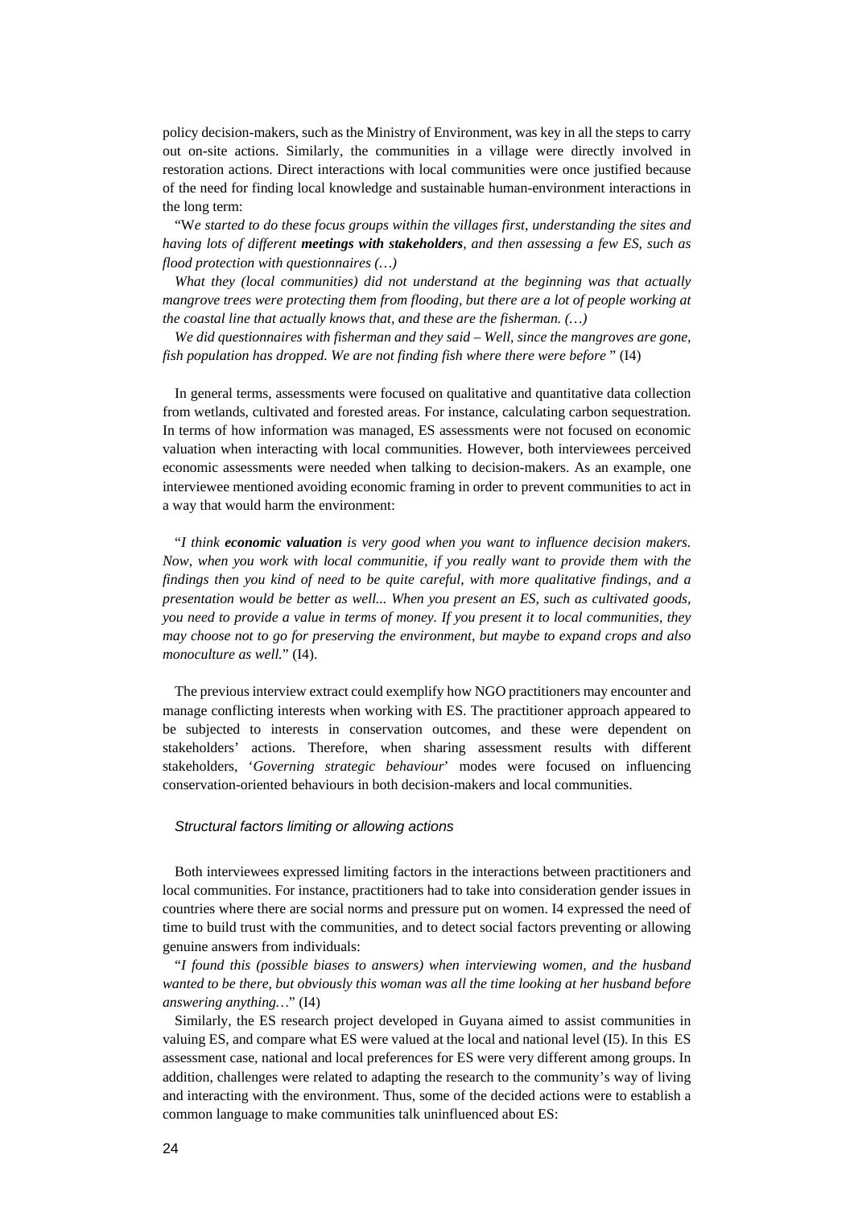policy decision-makers, such as the Ministry of Environment, was key in all the steps to carry out on-site actions. Similarly, the communities in a village were directly involved in restoration actions. Direct interactions with local communities were once justified because of the need for finding local knowledge and sustainable human-environment interactions in the long term:

"W*e started to do these focus groups within the villages first, understanding the sites and having lots of different* ***meetings with stakeholders****, and then assessing a few ES, such as flood protection with questionnaires (…)*

*What they (local communities) did not understand at the beginning was that actually mangrove trees were protecting them from flooding, but there are a lot of people working at the coastal line that actually knows that, and these are the fisherman. (…)*

*We did questionnaires with fisherman and they said – Well, since the mangroves are gone, fish population has dropped. We are not finding fish where there were before* " (I4)

In general terms, assessments were focused on qualitative and quantitative data collection from wetlands, cultivated and forested areas. For instance, calculating carbon sequestration. In terms of how information was managed, ES assessments were not focused on economic valuation when interacting with local communities. However, both interviewees perceived economic assessments were needed when talking to decision-makers. As an example, one interviewee mentioned avoiding economic framing in order to prevent communities to act in a way that would harm the environment:

"*I think* ***economic valuation*** *is very good when you want to influence decision makers. Now, when you work with local communitie, if you really want to provide them with the findings then you kind of need to be quite careful, with more qualitative findings, and a presentation would be better as well... When you present an ES, such as cultivated goods, you need to provide a value in terms of money. If you present it to local communities, they may choose not to go for preserving the environment, but maybe to expand crops and also monoculture as well.*" (I4).

The previous interview extract could exemplify how NGO practitioners may encounter and manage conflicting interests when working with ES. The practitioner approach appeared to be subjected to interests in conservation outcomes, and these were dependent on stakeholders' actions. Therefore, when sharing assessment results with different stakeholders, '*Governing strategic behaviour*' modes were focused on influencing conservation-oriented behaviours in both decision-makers and local communities.

### *Structural factors limiting or allowing actions*

Both interviewees expressed limiting factors in the interactions between practitioners and local communities. For instance, practitioners had to take into consideration gender issues in countries where there are social norms and pressure put on women. I4 expressed the need of time to build trust with the communities, and to detect social factors preventing or allowing genuine answers from individuals:

"*I found this (possible biases to answers) when interviewing women, and the husband wanted to be there, but obviously this woman was all the time looking at her husband before answering anything…*" (I4)

Similarly, the ES research project developed in Guyana aimed to assist communities in valuing ES, and compare what ES were valued at the local and national level (I5). In this ES assessment case, national and local preferences for ES were very different among groups. In addition, challenges were related to adapting the research to the community's way of living and interacting with the environment. Thus, some of the decided actions were to establish a common language to make communities talk uninfluenced about ES: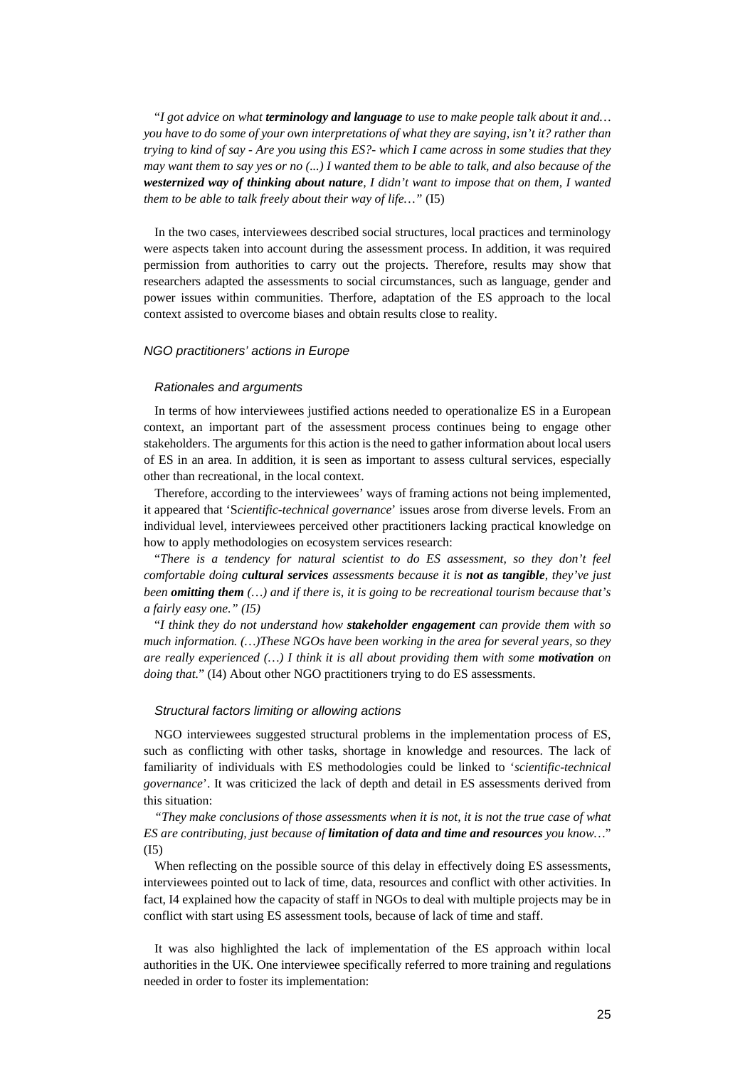"*I got advice on what **terminology and language** to use to make people talk about it and… you have to do some of your own interpretations of what they are saying, isn't it? rather than trying to kind of say - Are you using this ES?- which I came across in some studies that they may want them to say yes or no (...) I wanted them to be able to talk, and also because of the **westernized way of thinking about nature**, I didn't want to impose that on them, I wanted them to be able to talk freely about their way of life…*" (I5)

In the two cases, interviewees described social structures, local practices and terminology were aspects taken into account during the assessment process. In addition, it was required permission from authorities to carry out the projects. Therefore, results may show that researchers adapted the assessments to social circumstances, such as language, gender and power issues within communities. Therfore, adaptation of the ES approach to the local context assisted to overcome biases and obtain results close to reality.

### *NGO practitioners' actions in Europe*

#### *Rationales and arguments*

In terms of how interviewees justified actions needed to operationalize ES in a European context, an important part of the assessment process continues being to engage other stakeholders. The arguments for this action is the need to gather information about local users of ES in an area. In addition, it is seen as important to assess cultural services, especially other than recreational, in the local context.

Therefore, according to the interviewees' ways of framing actions not being implemented, it appeared that 'S*cientific-technical governance*' issues arose from diverse levels. From an individual level, interviewees perceived other practitioners lacking practical knowledge on how to apply methodologies on ecosystem services research:

"*There is a tendency for natural scientist to do ES assessment, so they don't feel comfortable doing **cultural services** assessments because it is **not as tangible**, they've just been **omitting them** (…) and if there is, it is going to be recreational tourism because that's a fairly easy one." (I5)*

"*I think they do not understand how **stakeholder engagement** can provide them with so much information. (…)These NGOs have been working in the area for several years, so they are really experienced (…) I think it is all about providing them with some **motivation** on doing that.*" (I4) About other NGO practitioners trying to do ES assessments.

#### *Structural factors limiting or allowing actions*

NGO interviewees suggested structural problems in the implementation process of ES, such as conflicting with other tasks, shortage in knowledge and resources. The lack of familiarity of individuals with ES methodologies could be linked to '*scientific-technical governance*'. It was criticized the lack of depth and detail in ES assessments derived from this situation:

*"They make conclusions of those assessments when it is not, it is not the true case of what ES are contributing, just because of **limitation of data and time and resources** you know…*" (I5)

When reflecting on the possible source of this delay in effectively doing ES assessments, interviewees pointed out to lack of time, data, resources and conflict with other activities. In fact, I4 explained how the capacity of staff in NGOs to deal with multiple projects may be in conflict with start using ES assessment tools, because of lack of time and staff.

It was also highlighted the lack of implementation of the ES approach within local authorities in the UK. One interviewee specifically referred to more training and regulations needed in order to foster its implementation: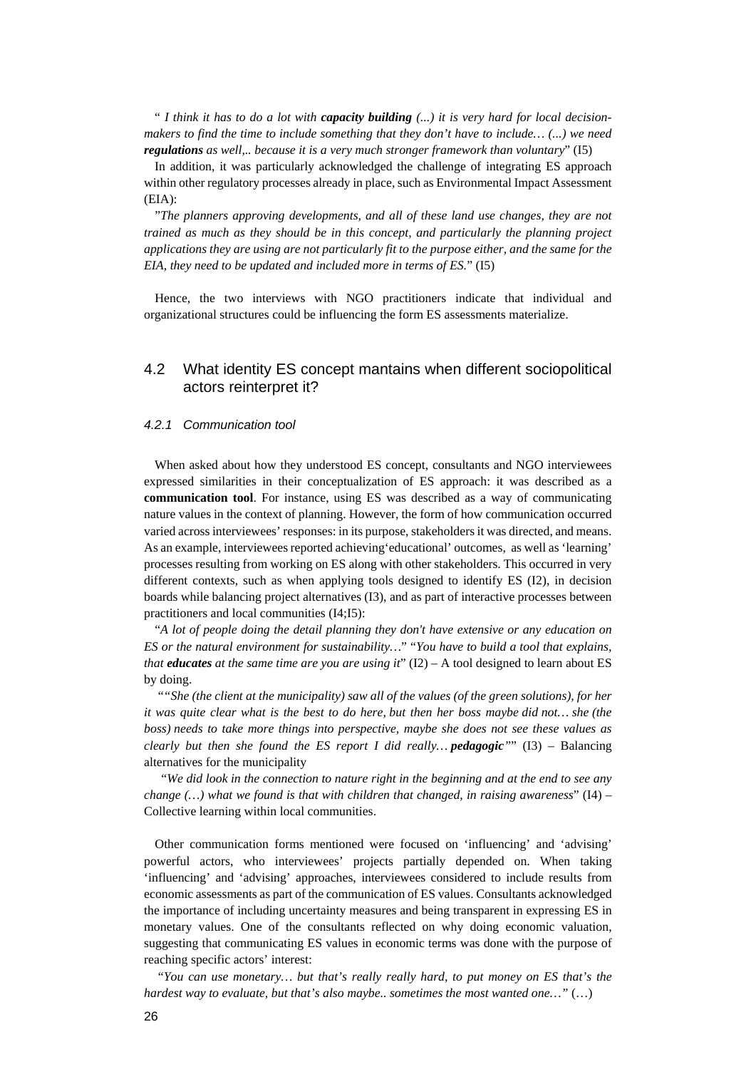" *I think it has to do a lot with* ***capacity building*** *(...) it is very hard for local decision-makers to find the time to include something that they don't have to include… (...) we need* ***regulations*** *as well,.. because it is a very much stronger framework than voluntary*" (I5)

In addition, it was particularly acknowledged the challenge of integrating ES approach within other regulatory processes already in place, such as Environmental Impact Assessment (EIA):

"*The planners approving developments, and all of these land use changes, they are not trained as much as they should be in this concept, and particularly the planning project applications they are using are not particularly fit to the purpose either, and the same for the EIA, they need to be updated and included more in terms of ES.*" (I5)

Hence, the two interviews with NGO practitioners indicate that individual and organizational structures could be influencing the form ES assessments materialize.

## 4.2 What identity ES concept mantains when different sociopolitical actors reinterpret it?

### *4.2.1 Communication tool*

When asked about how they understood ES concept, consultants and NGO interviewees expressed similarities in their conceptualization of ES approach: it was described as a **communication tool**. For instance, using ES was described as a way of communicating nature values in the context of planning. However, the form of how communication occurred varied across interviewees' responses: in its purpose, stakeholders it was directed, and means. As an example, interviewees reported achieving'educational' outcomes, as well as 'learning' processes resulting from working on ES along with other stakeholders. This occurred in very different contexts, such as when applying tools designed to identify ES (I2), in decision boards while balancing project alternatives (I3), and as part of interactive processes between practitioners and local communities (I4;I5):

"*A lot of people doing the detail planning they don't have extensive or any education on ES or the natural environment for sustainability…*" "*You have to build a tool that explains, that* ***educates*** *at the same time are you are using it*" (I2) – A tool designed to learn about ES by doing.

"*"She (the client at the municipality) saw all of the values (of the green solutions), for her it was quite clear what is the best to do here, but then her boss maybe did not… she (the boss) needs to take more things into perspective, maybe she does not see these values as clearly but then she found the ES report I did really…* ***pedagogic****""* (I3) – Balancing alternatives for the municipality

"*We did look in the connection to nature right in the beginning and at the end to see any change (…) what we found is that with children that changed, in raising awareness*" (I4) – Collective learning within local communities.

Other communication forms mentioned were focused on 'influencing' and 'advising' powerful actors, who interviewees' projects partially depended on. When taking 'influencing' and 'advising' approaches, interviewees considered to include results from economic assessments as part of the communication of ES values. Consultants acknowledged the importance of including uncertainty measures and being transparent in expressing ES in monetary values. One of the consultants reflected on why doing economic valuation, suggesting that communicating ES values in economic terms was done with the purpose of reaching specific actors' interest:

"*You can use monetary… but that's really really hard, to put money on ES that's the hardest way to evaluate, but that's also maybe.. sometimes the most wanted one…"* (…)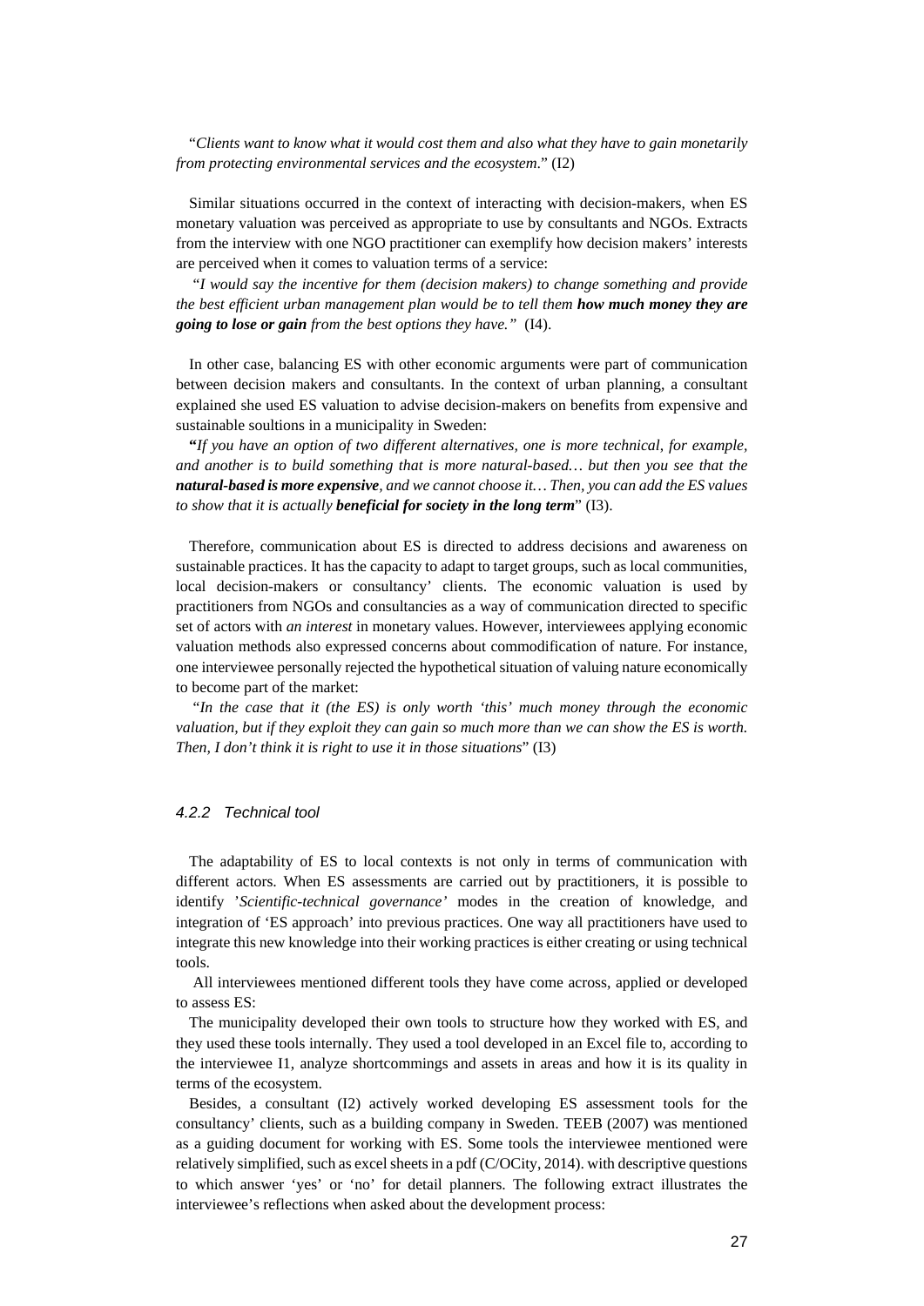"*Clients want to know what it would cost them and also what they have to gain monetarily from protecting environmental services and the ecosystem*." (I2)

Similar situations occurred in the context of interacting with decision-makers, when ES monetary valuation was perceived as appropriate to use by consultants and NGOs. Extracts from the interview with one NGO practitioner can exemplify how decision makers' interests are perceived when it comes to valuation terms of a service:

*"I would say the incentive for them (decision makers) to change something and provide the best efficient urban management plan would be to tell them* ***how much money they are going to lose or gain*** *from the best options they have."* (I4).

In other case, balancing ES with other economic arguments were part of communication between decision makers and consultants. In the context of urban planning, a consultant explained she used ES valuation to advise decision-makers on benefits from expensive and sustainable soultions in a municipality in Sweden:

**"***If you have an option of two different alternatives, one is more technical, for example, and another is to build something that is more natural-based… but then you see that the* ***natural-based is more expensive****, and we cannot choose it… Then, you can add the ES values to show that it is actually* ***beneficial for society in the long term***" (I3).

Therefore, communication about ES is directed to address decisions and awareness on sustainable practices. It has the capacity to adapt to target groups, such as local communities, local decision-makers or consultancy' clients. The economic valuation is used by practitioners from NGOs and consultancies as a way of communication directed to specific set of actors with *an interest* in monetary values. However, interviewees applying economic valuation methods also expressed concerns about commodification of nature. For instance, one interviewee personally rejected the hypothetical situation of valuing nature economically to become part of the market:

*"In the case that it (the ES) is only worth 'this' much money through the economic valuation, but if they exploit they can gain so much more than we can show the ES is worth. Then, I don't think it is right to use it in those situations*" (I3)

### *4.2.2 Technical tool*

The adaptability of ES to local contexts is not only in terms of communication with different actors. When ES assessments are carried out by practitioners, it is possible to identify '*Scientific-technical governance'* modes in the creation of knowledge, and integration of 'ES approach' into previous practices. One way all practitioners have used to integrate this new knowledge into their working practices is either creating or using technical tools.

All interviewees mentioned different tools they have come across, applied or developed to assess ES:

The municipality developed their own tools to structure how they worked with ES, and they used these tools internally. They used a tool developed in an Excel file to, according to the interviewee I1, analyze shortcommings and assets in areas and how it is its quality in terms of the ecosystem.

Besides, a consultant (I2) actively worked developing ES assessment tools for the consultancy' clients, such as a building company in Sweden. TEEB (2007) was mentioned as a guiding document for working with ES. Some tools the interviewee mentioned were relatively simplified, such as excel sheets in a pdf (C/OCity, 2014). with descriptive questions to which answer 'yes' or 'no' for detail planners. The following extract illustrates the interviewee's reflections when asked about the development process: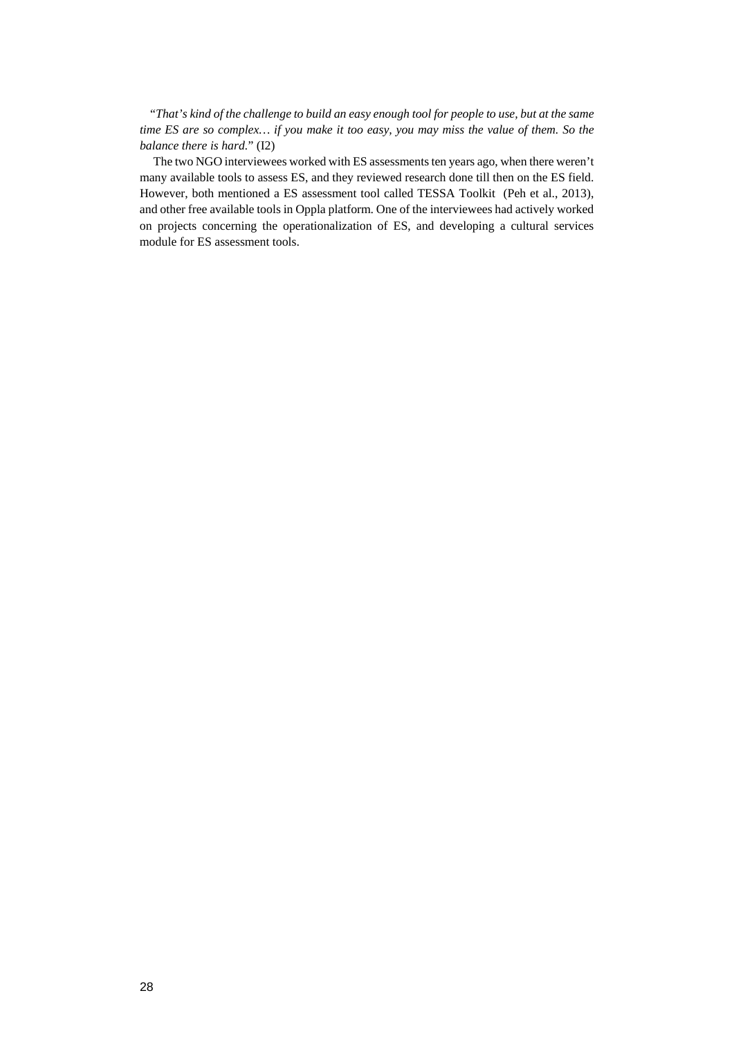"*That's kind of the challenge to build an easy enough tool for people to use, but at the same time ES are so complex… if you make it too easy, you may miss the value of them. So the balance there is hard.*" (I2)

The two NGO interviewees worked with ES assessments ten years ago, when there weren't many available tools to assess ES, and they reviewed research done till then on the ES field. However, both mentioned a ES assessment tool called TESSA Toolkit (Peh et al., 2013), and other free available tools in Oppla platform. One of the interviewees had actively worked on projects concerning the operationalization of ES, and developing a cultural services module for ES assessment tools.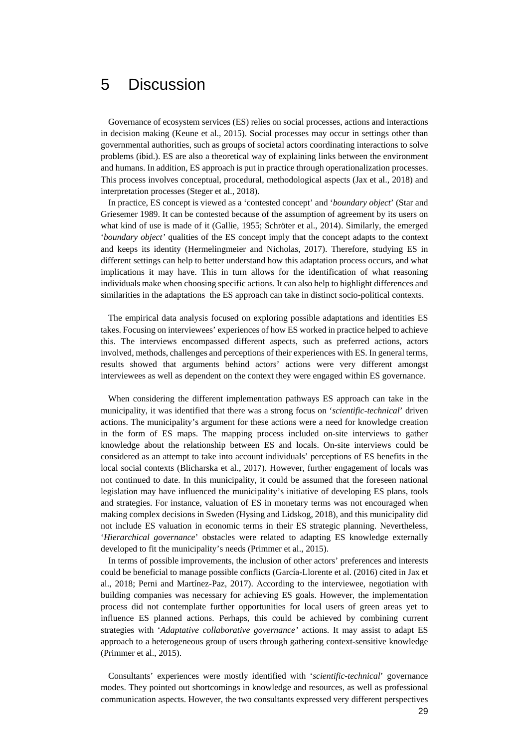# 5 Discussion

Governance of ecosystem services (ES) relies on social processes, actions and interactions in decision making (Keune et al., 2015). Social processes may occur in settings other than governmental authorities, such as groups of societal actors coordinating interactions to solve problems (ibid.). ES are also a theoretical way of explaining links between the environment and humans. In addition, ES approach is put in practice through operationalization processes. This process involves conceptual, procedural, methodological aspects (Jax et al., 2018) and interpretation processes (Steger et al., 2018).

In practice, ES concept is viewed as a 'contested concept' and '*boundary object*' (Star and Griesemer 1989. It can be contested because of the assumption of agreement by its users on what kind of use is made of it (Gallie, 1955; Schröter et al., 2014). Similarly, the emerged '*boundary object'* qualities of the ES concept imply that the concept adapts to the context and keeps its identity (Hermelingmeier and Nicholas, 2017). Therefore, studying ES in different settings can help to better understand how this adaptation process occurs, and what implications it may have. This in turn allows for the identification of what reasoning individuals make when choosing specific actions. It can also help to highlight differences and similarities in the adaptations the ES approach can take in distinct socio-political contexts.

The empirical data analysis focused on exploring possible adaptations and identities ES takes. Focusing on interviewees' experiences of how ES worked in practice helped to achieve this. The interviews encompassed different aspects, such as preferred actions, actors involved, methods, challenges and perceptions of their experiences with ES. In general terms, results showed that arguments behind actors' actions were very different amongst interviewees as well as dependent on the context they were engaged within ES governance.

When considering the different implementation pathways ES approach can take in the municipality, it was identified that there was a strong focus on '*scientific-technical*' driven actions. The municipality's argument for these actions were a need for knowledge creation in the form of ES maps. The mapping process included on-site interviews to gather knowledge about the relationship between ES and locals. On-site interviews could be considered as an attempt to take into account individuals' perceptions of ES benefits in the local social contexts (Blicharska et al., 2017). However, further engagement of locals was not continued to date. In this municipality, it could be assumed that the foreseen national legislation may have influenced the municipality's initiative of developing ES plans, tools and strategies. For instance, valuation of ES in monetary terms was not encouraged when making complex decisions in Sweden (Hysing and Lidskog, 2018), and this municipality did not include ES valuation in economic terms in their ES strategic planning. Nevertheless, '*Hierarchical governance*' obstacles were related to adapting ES knowledge externally developed to fit the municipality's needs (Primmer et al., 2015).

In terms of possible improvements, the inclusion of other actors' preferences and interests could be beneficial to manage possible conflicts (García-Llorente et al. (2016) cited in Jax et al., 2018; Perni and Martínez-Paz, 2017). According to the interviewee, negotiation with building companies was necessary for achieving ES goals. However, the implementation process did not contemplate further opportunities for local users of green areas yet to influence ES planned actions. Perhaps, this could be achieved by combining current strategies with '*Adaptative collaborative governance'* actions. It may assist to adapt ES approach to a heterogeneous group of users through gathering context-sensitive knowledge (Primmer et al., 2015).

Consultants' experiences were mostly identified with '*scientific-technical*' governance modes. They pointed out shortcomings in knowledge and resources, as well as professional communication aspects. However, the two consultants expressed very different perspectives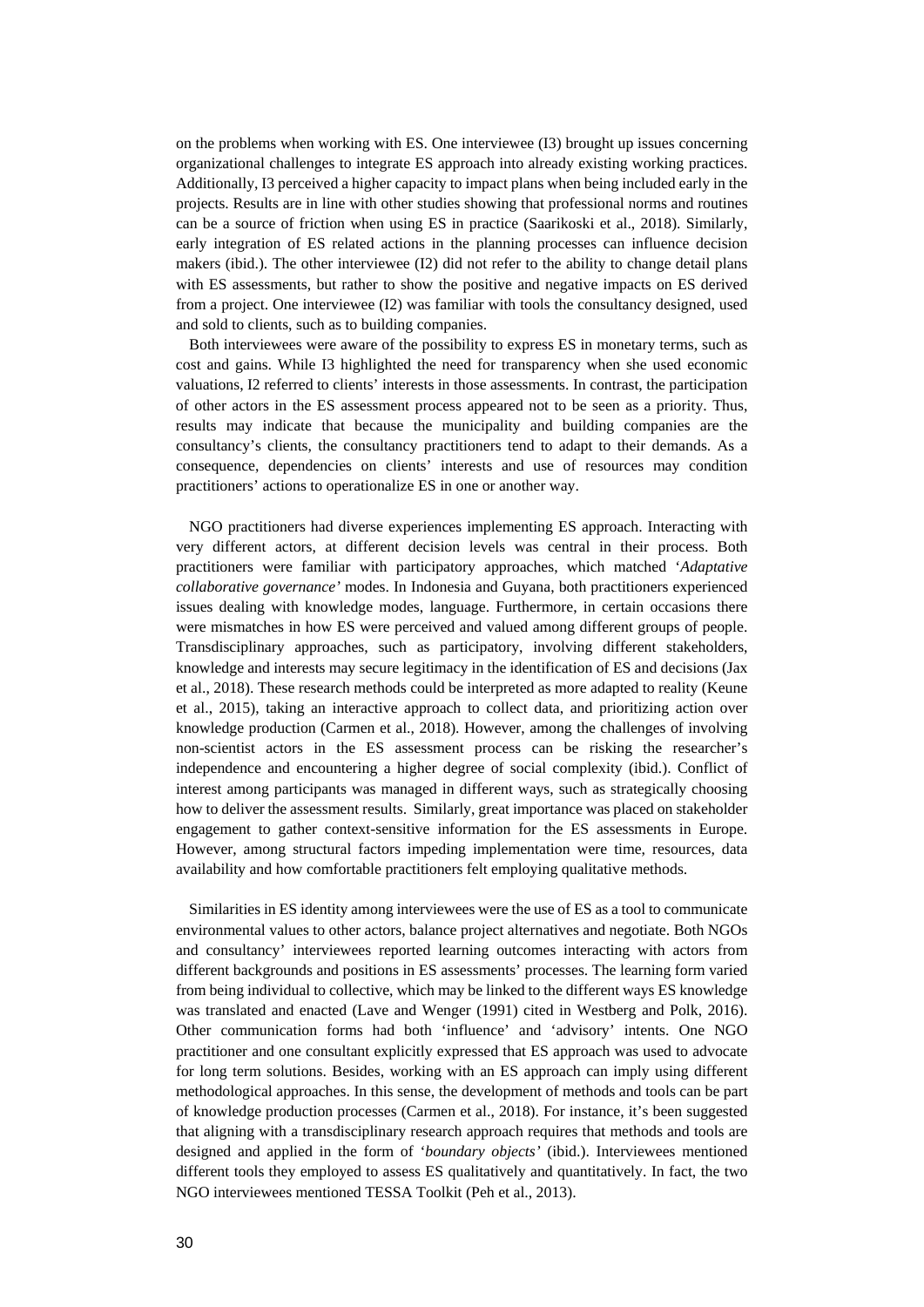on the problems when working with ES. One interviewee (I3) brought up issues concerning organizational challenges to integrate ES approach into already existing working practices. Additionally, I3 perceived a higher capacity to impact plans when being included early in the projects. Results are in line with other studies showing that professional norms and routines can be a source of friction when using ES in practice (Saarikoski et al., 2018). Similarly, early integration of ES related actions in the planning processes can influence decision makers (ibid.). The other interviewee (I2) did not refer to the ability to change detail plans with ES assessments, but rather to show the positive and negative impacts on ES derived from a project. One interviewee (I2) was familiar with tools the consultancy designed, used and sold to clients, such as to building companies.

Both interviewees were aware of the possibility to express ES in monetary terms, such as cost and gains. While I3 highlighted the need for transparency when she used economic valuations, I2 referred to clients' interests in those assessments. In contrast, the participation of other actors in the ES assessment process appeared not to be seen as a priority. Thus, results may indicate that because the municipality and building companies are the consultancy's clients, the consultancy practitioners tend to adapt to their demands. As a consequence, dependencies on clients' interests and use of resources may condition practitioners' actions to operationalize ES in one or another way.

NGO practitioners had diverse experiences implementing ES approach. Interacting with very different actors, at different decision levels was central in their process. Both practitioners were familiar with participatory approaches, which matched '*Adaptative collaborative governance'* modes. In Indonesia and Guyana, both practitioners experienced issues dealing with knowledge modes, language. Furthermore, in certain occasions there were mismatches in how ES were perceived and valued among different groups of people. Transdisciplinary approaches, such as participatory, involving different stakeholders, knowledge and interests may secure legitimacy in the identification of ES and decisions (Jax et al., 2018). These research methods could be interpreted as more adapted to reality (Keune et al., 2015), taking an interactive approach to collect data, and prioritizing action over knowledge production (Carmen et al., 2018). However, among the challenges of involving non-scientist actors in the ES assessment process can be risking the researcher's independence and encountering a higher degree of social complexity (ibid.). Conflict of interest among participants was managed in different ways, such as strategically choosing how to deliver the assessment results. Similarly, great importance was placed on stakeholder engagement to gather context-sensitive information for the ES assessments in Europe. However, among structural factors impeding implementation were time, resources, data availability and how comfortable practitioners felt employing qualitative methods.

Similarities in ES identity among interviewees were the use of ES as a tool to communicate environmental values to other actors, balance project alternatives and negotiate. Both NGOs and consultancy' interviewees reported learning outcomes interacting with actors from different backgrounds and positions in ES assessments' processes. The learning form varied from being individual to collective, which may be linked to the different ways ES knowledge was translated and enacted (Lave and Wenger (1991) cited in Westberg and Polk, 2016). Other communication forms had both 'influence' and 'advisory' intents. One NGO practitioner and one consultant explicitly expressed that ES approach was used to advocate for long term solutions. Besides, working with an ES approach can imply using different methodological approaches. In this sense, the development of methods and tools can be part of knowledge production processes (Carmen et al., 2018). For instance, it's been suggested that aligning with a transdisciplinary research approach requires that methods and tools are designed and applied in the form of '*boundary objects'* (ibid.). Interviewees mentioned different tools they employed to assess ES qualitatively and quantitatively. In fact, the two NGO interviewees mentioned TESSA Toolkit (Peh et al., 2013).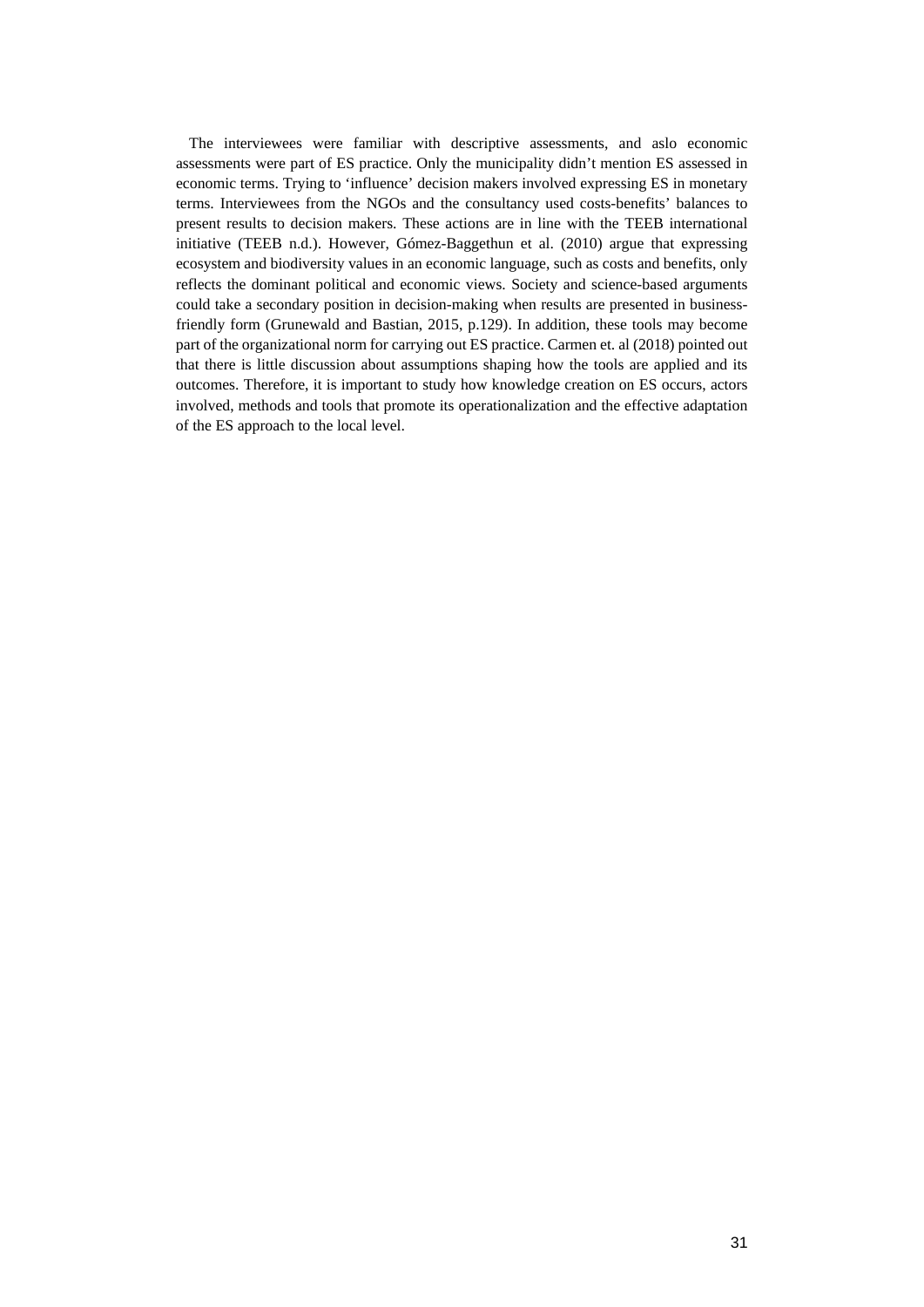The interviewees were familiar with descriptive assessments, and aslo economic assessments were part of ES practice. Only the municipality didn't mention ES assessed in economic terms. Trying to 'influence' decision makers involved expressing ES in monetary terms. Interviewees from the NGOs and the consultancy used costs-benefits' balances to present results to decision makers. These actions are in line with the TEEB international initiative (TEEB n.d.). However, Gómez-Baggethun et al. (2010) argue that expressing ecosystem and biodiversity values in an economic language, such as costs and benefits, only reflects the dominant political and economic views. Society and science-based arguments could take a secondary position in decision-making when results are presented in business-friendly form (Grunewald and Bastian, 2015, p.129). In addition, these tools may become part of the organizational norm for carrying out ES practice. Carmen et. al (2018) pointed out that there is little discussion about assumptions shaping how the tools are applied and its outcomes. Therefore, it is important to study how knowledge creation on ES occurs, actors involved, methods and tools that promote its operationalization and the effective adaptation of the ES approach to the local level.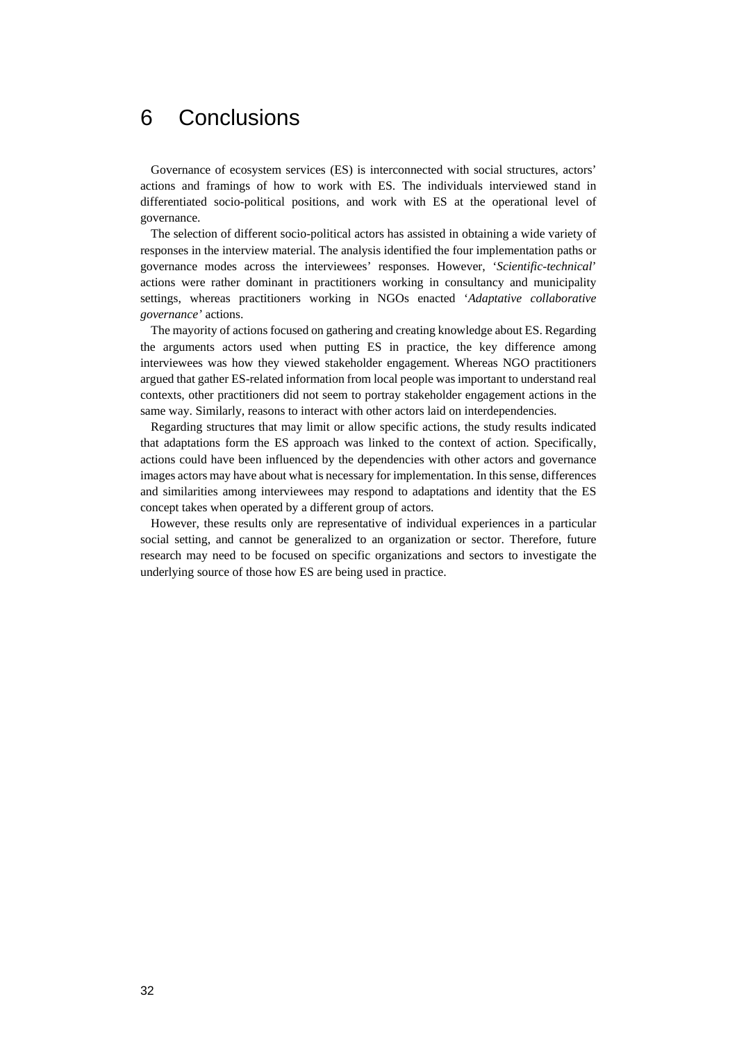# 6 Conclusions

Governance of ecosystem services (ES) is interconnected with social structures, actors' actions and framings of how to work with ES. The individuals interviewed stand in differentiated socio-political positions, and work with ES at the operational level of governance.

The selection of different socio-political actors has assisted in obtaining a wide variety of responses in the interview material. The analysis identified the four implementation paths or governance modes across the interviewees' responses. However, '*Scientific-technical*' actions were rather dominant in practitioners working in consultancy and municipality settings, whereas practitioners working in NGOs enacted '*Adaptative collaborative governance*' actions.

The mayority of actions focused on gathering and creating knowledge about ES. Regarding the arguments actors used when putting ES in practice, the key difference among interviewees was how they viewed stakeholder engagement. Whereas NGO practitioners argued that gather ES-related information from local people was important to understand real contexts, other practitioners did not seem to portray stakeholder engagement actions in the same way. Similarly, reasons to interact with other actors laid on interdependencies.

Regarding structures that may limit or allow specific actions, the study results indicated that adaptations form the ES approach was linked to the context of action. Specifically, actions could have been influenced by the dependencies with other actors and governance images actors may have about what is necessary for implementation. In this sense, differences and similarities among interviewees may respond to adaptations and identity that the ES concept takes when operated by a different group of actors.

However, these results only are representative of individual experiences in a particular social setting, and cannot be generalized to an organization or sector. Therefore, future research may need to be focused on specific organizations and sectors to investigate the underlying source of those how ES are being used in practice.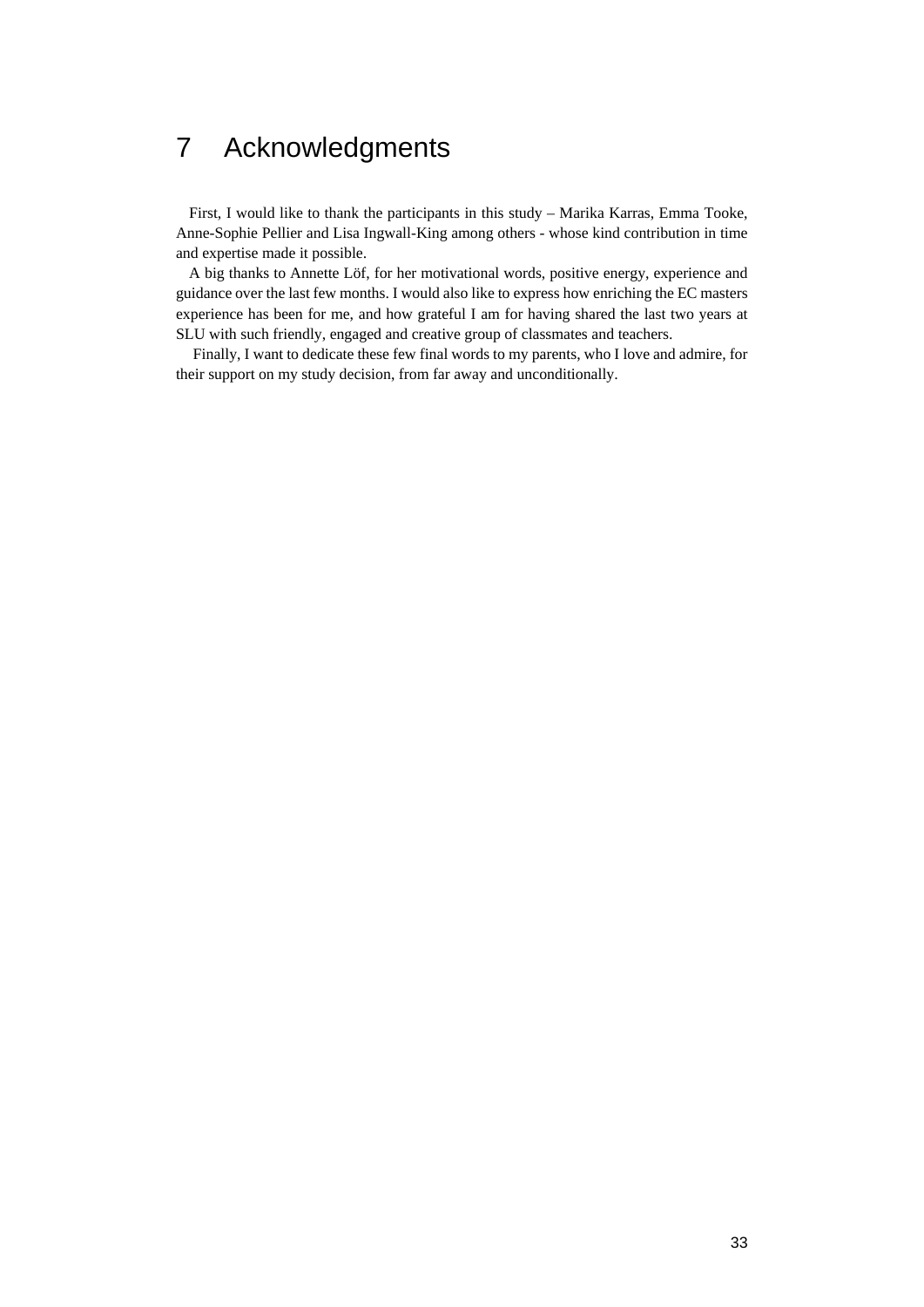# 7 Acknowledgments

First, I would like to thank the participants in this study – Marika Karras, Emma Tooke, Anne-Sophie Pellier and Lisa Ingwall-King among others - whose kind contribution in time and expertise made it possible.

A big thanks to Annette Löf, for her motivational words, positive energy, experience and guidance over the last few months. I would also like to express how enriching the EC masters experience has been for me, and how grateful I am for having shared the last two years at SLU with such friendly, engaged and creative group of classmates and teachers.

Finally, I want to dedicate these few final words to my parents, who I love and admire, for their support on my study decision, from far away and unconditionally.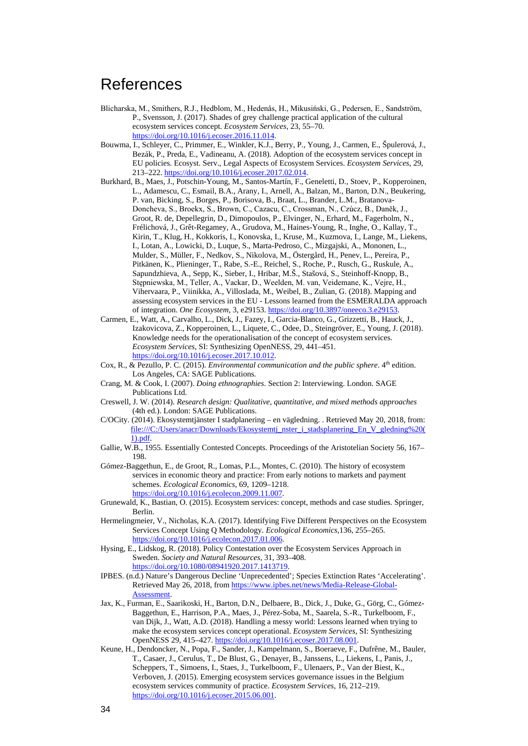# References

Blicharska, M., Smithers, R.J., Hedblom, M., Hedenås, H., Mikusiński, G., Pedersen, E., Sandström, P., Svensson, J. (2017). Shades of grey challenge practical application of the cultural ecosystem services concept. *Ecosystem Services*, 23, 55–70. https://doi.org/10.1016/j.ecoser.2016.11.014.

Bouwma, I., Schleyer, C., Primmer, E., Winkler, K.J., Berry, P., Young, J., Carmen, E., Špulerová, J., Bezák, P., Preda, E., Vadineanu, A. (2018). Adoption of the ecosystem services concept in EU policies. Ecosyst. Serv., Legal Aspects of Ecosystem Services. *Ecosystem Services*, 29, 213–222. https://doi.org/10.1016/j.ecoser.2017.02.014.

Burkhard, B., Maes, J., Potschin-Young, M., Santos-Martín, F., Geneletti, D., Stoev, P., Kopperoinen, L., Adamescu, C., Esmail, B.A., Arany, I., Arnell, A., Balzan, M., Barton, D.N., Beukering, P. van, Bicking, S., Borges, P., Borisova, B., Braat, L., Brander, L.M., Bratanova-Doncheva, S., Broekx, S., Brown, C., Cazacu, C., Crossman, N., Czúcz, B., Daněk, J., Groot, R. de, Depellegrin, D., Dimopoulos, P., Elvinger, N., Erhard, M., Fagerholm, N., Frélichová, J., Grêt-Regamey, A., Grudova, M., Haines-Young, R., Inghe, O., Kallay, T., Kirin, T., Klug, H., Kokkoris, I., Konovska, I., Kruse, M., Kuzmova, I., Lange, M., Liekens, I., Lotan, A., Lowicki, D., Luque, S., Marta-Pedroso, C., Mizgajski, A., Mononen, L., Mulder, S., Müller, F., Nedkov, S., Nikolova, M., Östergård, H., Penev, L., Pereira, P., Pitkänen, K., Plieninger, T., Rabe, S.-E., Reichel, S., Roche, P., Rusch, G., Ruskule, A., Sapundzhieva, A., Sepp, K., Sieber, I., Hribar, M.Š., Stašová, S., Steinhoff-Knopp, B., Stępniewska, M., Teller, A., Vackar, D., Weelden, M. van, Veidemane, K., Vejre, H., Vihervaara, P., Viinikka, A., Villoslada, M., Weibel, B., Zulian, G. (2018). Mapping and assessing ecosystem services in the EU - Lessons learned from the ESMERALDA approach of integration. *One Ecosystem*, 3, e29153. https://doi.org/10.3897/oneeco.3.e29153.

Carmen, E., Watt, A., Carvalho, L., Dick, J., Fazey, I., Garcia-Blanco, G., Grizzetti, B., Hauck, J., Izakovicova, Z., Kopperoinen, L., Liquete, C., Odee, D., Steingröver, E., Young, J. (2018). Knowledge needs for the operationalisation of the concept of ecosystem services. *Ecosystem Services*, SI: Synthesizing OpenNESS, 29, 441–451. https://doi.org/10.1016/j.ecoser.2017.10.012.

Cox, R., & Pezullo, P. C. (2015). *Environmental communication and the public sphere*. 4th edition. Los Angeles, CA: SAGE Publications.

Crang, M. & Cook, I. (2007). *Doing ethnographies*. Section 2: Interviewing. London. SAGE Publications Ltd.

Creswell, J. W. (2014). *Research design: Qualitative, quantitative, and mixed methods approaches* (4th ed.). London: SAGE Publications.

C/OCity. (2014). Ekosystemtjänster I stadplanering – en vägledning. . Retrieved May 20, 2018, from: file:///C:/Users/anacr/Downloads/Ekosystemtj_nster_i_stadsplanering_En_V_gledning%20(1).pdf.

Gallie, W.B., 1955. Essentially Contested Concepts. Proceedings of the Aristotelian Society 56, 167–198.

Gómez-Baggethun, E., de Groot, R., Lomas, P.L., Montes, C. (2010). The history of ecosystem services in economic theory and practice: From early notions to markets and payment schemes. *Ecological Economics*, 69, 1209–1218. https://doi.org/10.1016/j.ecolecon.2009.11.007.

Grunewald, K., Bastian, O. (2015). Ecosystem services: concept, methods and case studies. Springer, Berlin.

Hermelingmeier, V., Nicholas, K.A. (2017). Identifying Five Different Perspectives on the Ecosystem Services Concept Using Q Methodology. *Ecological Economics*,136, 255–265. https://doi.org/10.1016/j.ecolecon.2017.01.006.

Hysing, E., Lidskog, R. (2018). Policy Contestation over the Ecosystem Services Approach in Sweden. *Society and Natural Resources*, 31, 393–408. https://doi.org/10.1080/08941920.2017.1413719.

IPBES. (n.d.) Nature's Dangerous Decline 'Unprecedented'; Species Extinction Rates 'Accelerating'. Retrieved May 26, 2018, from https://www.ipbes.net/news/Media-Release-Global-Assessment.

Jax, K., Furman, E., Saarikoski, H., Barton, D.N., Delbaere, B., Dick, J., Duke, G., Görg, C., Gómez-Baggethun, E., Harrison, P.A., Maes, J., Pérez-Soba, M., Saarela, S.-R., Turkelboom, F., van Dijk, J., Watt, A.D. (2018). Handling a messy world: Lessons learned when trying to make the ecosystem services concept operational. *Ecosystem Services*, SI: Synthesizing OpenNESS 29, 415–427. https://doi.org/10.1016/j.ecoser.2017.08.001.

Keune, H., Dendoncker, N., Popa, F., Sander, J., Kampelmann, S., Boeraeve, F., Dufrêne, M., Bauler, T., Casaer, J., Cerulus, T., De Blust, G., Denayer, B., Janssens, L., Liekens, I., Panis, J., Scheppers, T., Simoens, I., Staes, J., Turkelboom, F., Ulenaers, P., Van der Biest, K., Verboven, J. (2015). Emerging ecosystem services governance issues in the Belgium ecosystem services community of practice. *Ecosystem Services*, 16, 212–219. https://doi.org/10.1016/j.ecoser.2015.06.001.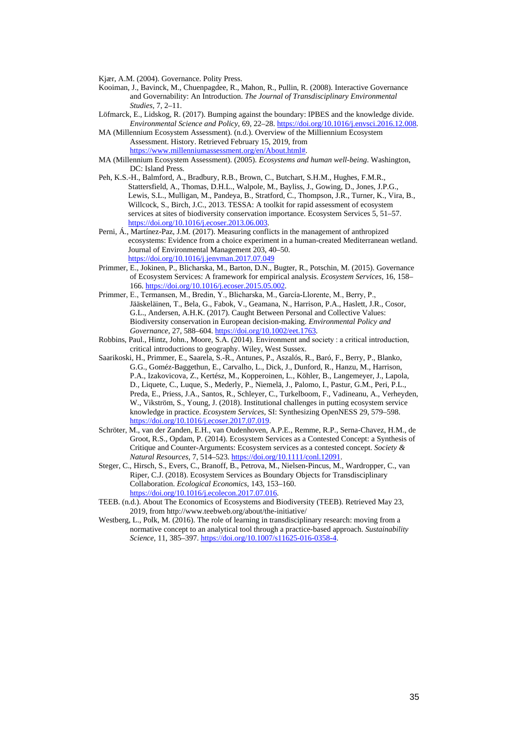Kjær, A.M. (2004). Governance. Polity Press.

Kooiman, J., Bavinck, M., Chuenpagdee, R., Mahon, R., Pullin, R. (2008). Interactive Governance and Governability: An Introduction. *The Journal of Transdisciplinary Environmental Studies*, 7, 2–11.

Löfmarck, E., Lidskog, R. (2017). Bumping against the boundary: IPBES and the knowledge divide. *Environmental Science and Policy*, 69, 22–28. https://doi.org/10.1016/j.envsci.2016.12.008.

MA (Millennium Ecosystem Assessment). (n.d.). Overview of the Millliennium Ecosystem Assessment. History. Retrieved February 15, 2019, from https://www.millenniumassessment.org/en/About.html#.

MA (Millennium Ecosystem Assessment). (2005). *Ecosystems and human well-being*. Washington, DC: Island Press.

Peh, K.S.-H., Balmford, A., Bradbury, R.B., Brown, C., Butchart, S.H.M., Hughes, F.M.R., Stattersfield, A., Thomas, D.H.L., Walpole, M., Bayliss, J., Gowing, D., Jones, J.P.G., Lewis, S.L., Mulligan, M., Pandeya, B., Stratford, C., Thompson, J.R., Turner, K., Vira, B., Willcock, S., Birch, J.C., 2013. TESSA: A toolkit for rapid assessment of ecosystem services at sites of biodiversity conservation importance. Ecosystem Services 5, 51–57. https://doi.org/10.1016/j.ecoser.2013.06.003.

Perni, Á., Martínez-Paz, J.M. (2017). Measuring conflicts in the management of anthropized ecosystems: Evidence from a choice experiment in a human-created Mediterranean wetland. Journal of Environmental Management 203, 40–50. https://doi.org/10.1016/j.jenvman.2017.07.049

Primmer, E., Jokinen, P., Blicharska, M., Barton, D.N., Bugter, R., Potschin, M. (2015). Governance of Ecosystem Services: A framework for empirical analysis. *Ecosystem Services*, 16, 158–166. https://doi.org/10.1016/j.ecoser.2015.05.002.

Primmer, E., Termansen, M., Bredin, Y., Blicharska, M., García-Llorente, M., Berry, P., Jääskeläinen, T., Bela, G., Fabok, V., Geamana, N., Harrison, P.A., Haslett, J.R., Cosor, G.L., Andersen, A.H.K. (2017). Caught Between Personal and Collective Values: Biodiversity conservation in European decision-making. *Environmental Policy and Governance*, 27, 588–604. https://doi.org/10.1002/eet.1763.

Robbins, Paul., Hintz, John., Moore, S.A. (2014). Environment and society : a critical introduction, critical introductions to geography. Wiley, West Sussex.

Saarikoski, H., Primmer, E., Saarela, S.-R., Antunes, P., Aszalós, R., Baró, F., Berry, P., Blanko, G.G., Goméz-Baggethun, E., Carvalho, L., Dick, J., Dunford, R., Hanzu, M., Harrison, P.A., Izakovicova, Z., Kertész, M., Kopperoinen, L., Köhler, B., Langemeyer, J., Lapola, D., Liquete, C., Luque, S., Mederly, P., Niemelä, J., Palomo, I., Pastur, G.M., Peri, P.L., Preda, E., Priess, J.A., Santos, R., Schleyer, C., Turkelboom, F., Vadineanu, A., Verheyden, W., Vikström, S., Young, J. (2018). Institutional challenges in putting ecosystem service knowledge in practice. *Ecosystem Services*, SI: Synthesizing OpenNESS 29, 579–598. https://doi.org/10.1016/j.ecoser.2017.07.019.

Schröter, M., van der Zanden, E.H., van Oudenhoven, A.P.E., Remme, R.P., Serna-Chavez, H.M., de Groot, R.S., Opdam, P. (2014). Ecosystem Services as a Contested Concept: a Synthesis of Critique and Counter-Arguments: Ecosystem services as a contested concept. *Society & Natural Resources*, 7, 514–523. https://doi.org/10.1111/conl.12091.

Steger, C., Hirsch, S., Evers, C., Branoff, B., Petrova, M., Nielsen-Pincus, M., Wardropper, C., van Riper, C.J. (2018). Ecosystem Services as Boundary Objects for Transdisciplinary Collaboration. *Ecological Economics*, 143, 153–160. https://doi.org/10.1016/j.ecolecon.2017.07.016.

TEEB. (n.d.). About The Economics of Ecosystems and Biodiversity (TEEB). Retrieved May 23, 2019, from http://www.teebweb.org/about/the-initiative/

Westberg, L., Polk, M. (2016). The role of learning in transdisciplinary research: moving from a normative concept to an analytical tool through a practice-based approach. *Sustainability Science*, 11, 385–397. https://doi.org/10.1007/s11625-016-0358-4.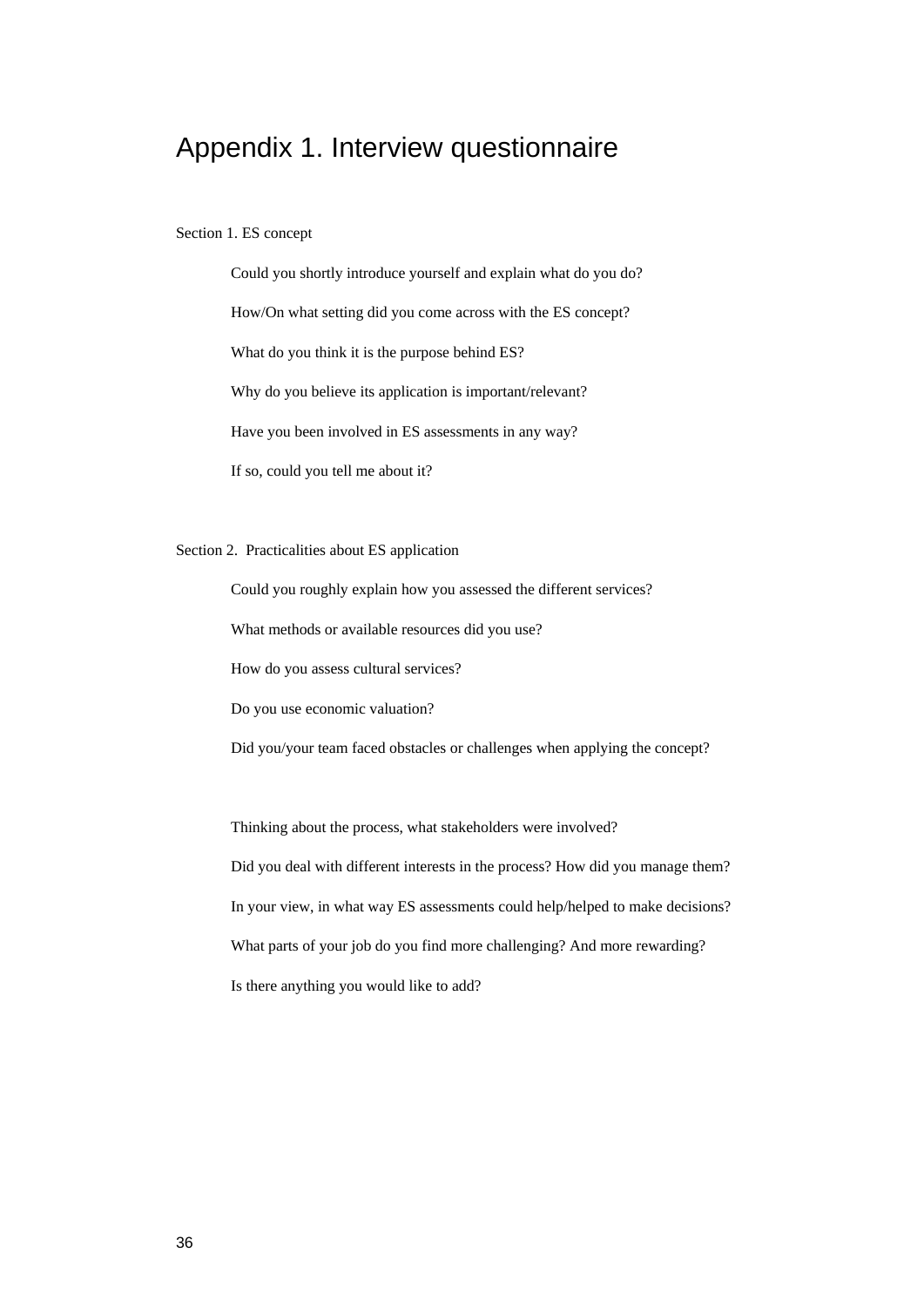# Appendix 1. Interview questionnaire

Section 1. ES concept

Could you shortly introduce yourself and explain what do you do?

How/On what setting did you come across with the ES concept?

What do you think it is the purpose behind ES?

Why do you believe its application is important/relevant?

Have you been involved in ES assessments in any way?

If so, could you tell me about it?

Section 2. Practicalities about ES application

Could you roughly explain how you assessed the different services?

What methods or available resources did you use?

How do you assess cultural services?

Do you use economic valuation?

Did you/your team faced obstacles or challenges when applying the concept?

Thinking about the process, what stakeholders were involved?

Did you deal with different interests in the process? How did you manage them?

In your view, in what way ES assessments could help/helped to make decisions?

What parts of your job do you find more challenging? And more rewarding?

Is there anything you would like to add?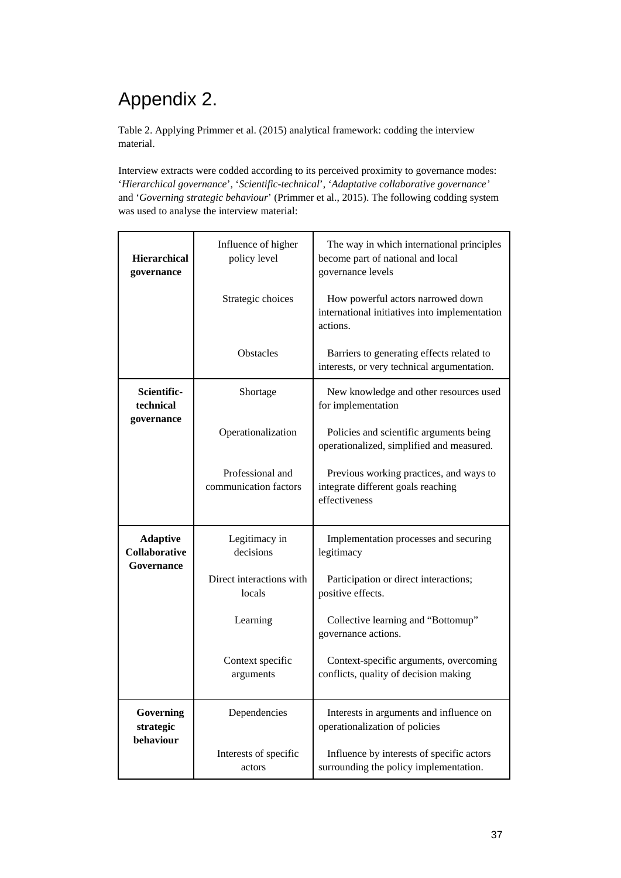# Appendix 2.

Table 2. Applying Primmer et al. (2015) analytical framework: codding the interview material.

Interview extracts were codded according to its perceived proximity to governance modes: '*Hierarchical governance*', '*Scientific-technical*', '*Adaptative collaborative governance'* and '*Governing strategic behaviour*' (Primmer et al., 2015). The following codding system was used to analyse the interview material:

| | | |
|---|---|---|
| **Hierarchical governance** | Influence of higher policy level | The way in which international principles become part of national and local governance levels |
| | Strategic choices | How powerful actors narrowed down international initiatives into implementation actions. |
| | Obstacles | Barriers to generating effects related to interests, or very technical argumentation. |
| **Scientific-technical governance** | Shortage | New knowledge and other resources used for implementation |
| | Operationalization | Policies and scientific arguments being operationalized, simplified and measured. |
| | Professional and communication factors | Previous working practices, and ways to integrate different goals reaching effectiveness |
| **Adaptive Collaborative Governance** | Legitimacy in decisions | Implementation processes and securing legitimacy |
| | Direct interactions with locals | Participation or direct interactions; positive effects. |
| | Learning | Collective learning and "Bottomup" governance actions. |
| | Context specific arguments | Context-specific arguments, overcoming conflicts, quality of decision making |
| **Governing strategic behaviour** | Dependencies | Interests in arguments and influence on operationalization of policies |
| | Interests of specific actors | Influence by interests of specific actors surrounding the policy implementation. |